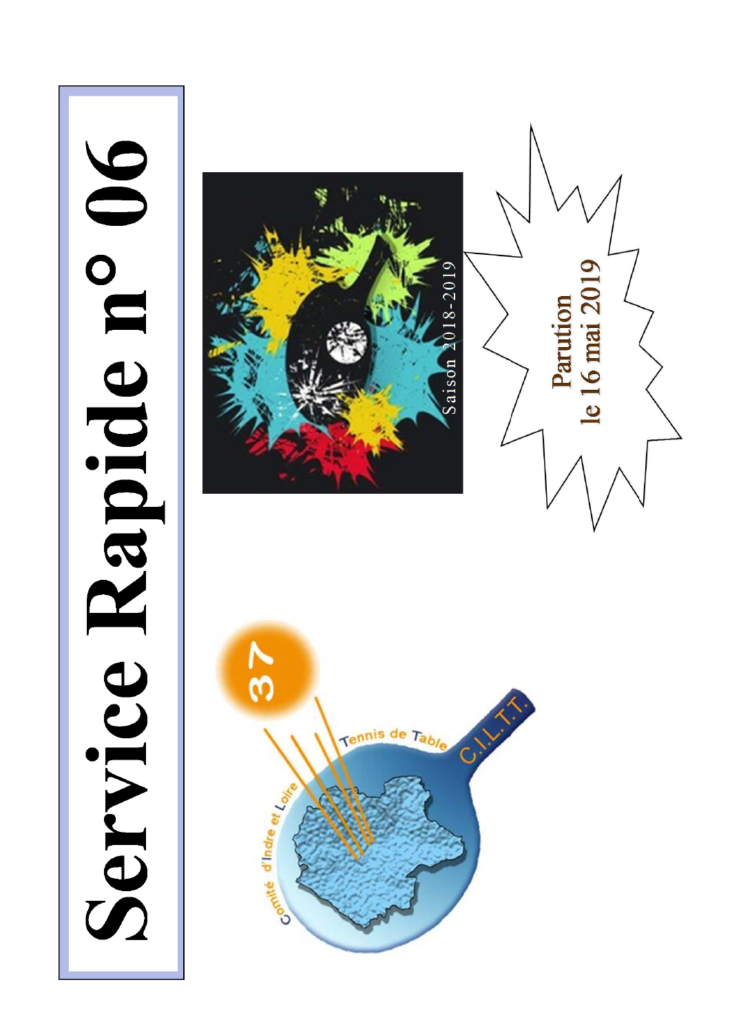# Service Rapide n° 06

Saison 2018-2019

Parution
le 16 mai 2019

Comité d'Indre et Loire Tennis de Table C.I.L.T.T.

37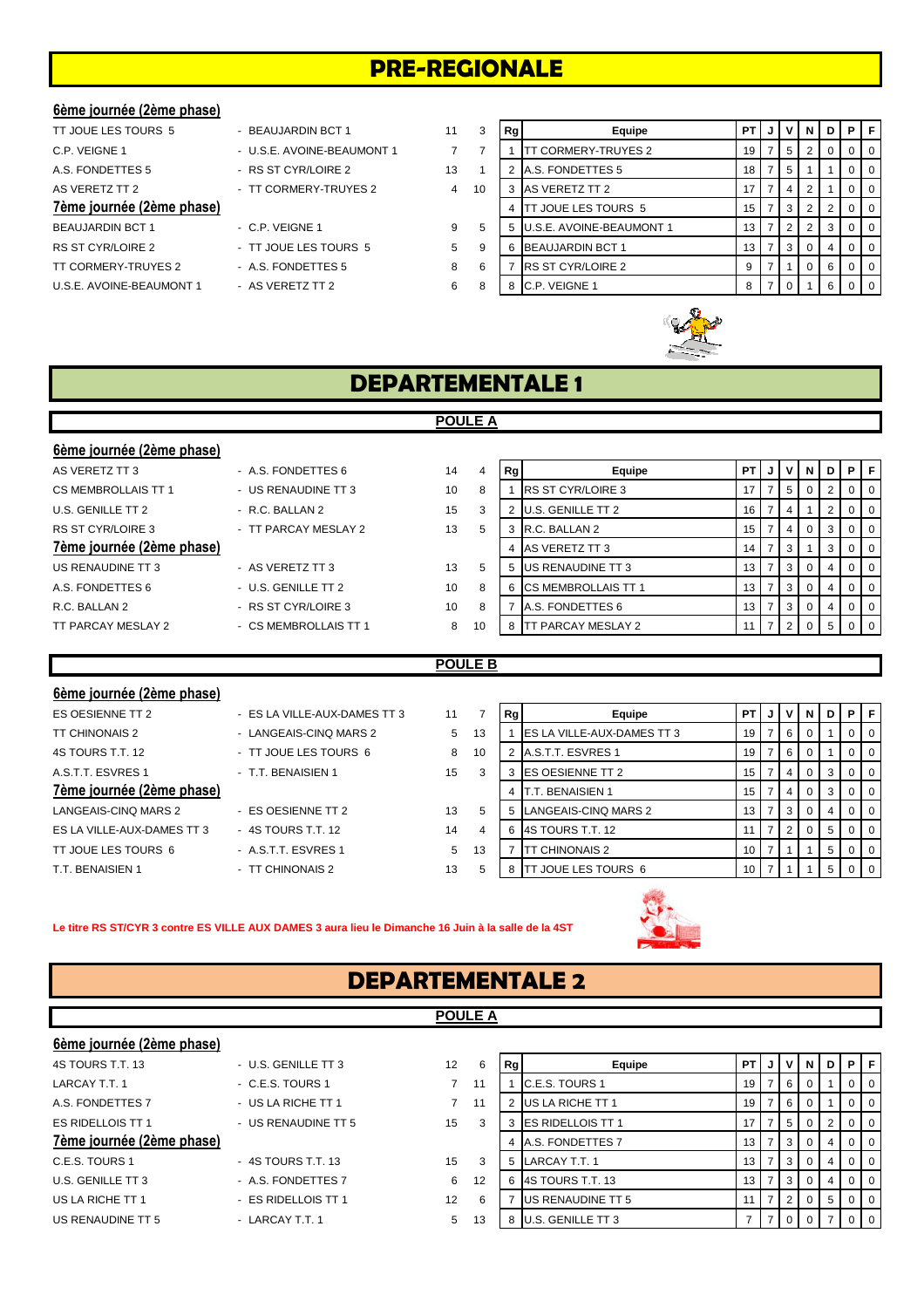# PRE-REGIONALE

### 6ème journée (2ème phase)

| Equipe | Equipe | | |
|---|---|---|---|
| TT JOUE LES TOURS 5 | BEAUJARDIN BCT 1 | 11 | 3 |
| C.P. VEIGNE 1 | U.S.E. AVOINE-BEAUMONT 1 | 7 | 7 |
| A.S. FONDETTES 5 | RS ST CYR/LOIRE 2 | 13 | 1 |
| AS VERETZ TT 2 | TT CORMERY-TRUYES 2 | 4 | 10 |

### 7ème journée (2ème phase)

| Equipe | Equipe | | |
|---|---|---|---|
| BEAUJARDIN BCT 1 | C.P. VEIGNE 1 | 9 | 5 |
| RS ST CYR/LOIRE 2 | TT JOUE LES TOURS 5 | 5 | 9 |
| TT CORMERY-TRUYES 2 | A.S. FONDETTES 5 | 8 | 6 |
| U.S.E. AVOINE-BEAUMONT 1 | AS VERETZ TT 2 | 6 | 8 |

| Rg | Equipe | PT | J | V | N | D | P | F |
|---|---|---|---|---|---|---|---|---|
| 1 | TT CORMERY-TRUYES 2 | 19 | 7 | 5 | 2 | 0 | 0 | 0 |
| 2 | A.S. FONDETTES 5 | 18 | 7 | 5 | 1 | 1 | 0 | 0 |
| 3 | AS VERETZ TT 2 | 17 | 7 | 4 | 2 | 1 | 0 | 0 |
| 4 | TT JOUE LES TOURS 5 | 15 | 7 | 3 | 2 | 2 | 0 | 0 |
| 5 | U.S.E. AVOINE-BEAUMONT 1 | 13 | 7 | 2 | 2 | 3 | 0 | 0 |
| 6 | BEAUJARDIN BCT 1 | 13 | 7 | 3 | 0 | 4 | 0 | 0 |
| 7 | RS ST CYR/LOIRE 2 | 9 | 7 | 1 | 0 | 6 | 0 | 0 |
| 8 | C.P. VEIGNE 1 | 8 | 7 | 0 | 1 | 6 | 0 | 0 |

# DEPARTEMENTALE 1

## POULE A

### 6ème journée (2ème phase)

| Equipe | Equipe | | |
|---|---|---|---|
| AS VERETZ TT 3 | A.S. FONDETTES 6 | 14 | 4 |
| CS MEMBROLLAIS TT 1 | US RENAUDINE TT 3 | 10 | 8 |
| U.S. GENILLE TT 2 | R.C. BALLAN 2 | 15 | 3 |
| RS ST CYR/LOIRE 3 | TT PARCAY MESLAY 2 | 13 | 5 |

### 7ème journée (2ème phase)

| Equipe | Equipe | | |
|---|---|---|---|
| US RENAUDINE TT 3 | AS VERETZ TT 3 | 13 | 5 |
| A.S. FONDETTES 6 | U.S. GENILLE TT 2 | 10 | 8 |
| R.C. BALLAN 2 | RS ST CYR/LOIRE 3 | 10 | 8 |
| TT PARCAY MESLAY 2 | CS MEMBROLLAIS TT 1 | 8 | 10 |

| Rg | Equipe | PT | J | V | N | D | P | F |
|---|---|---|---|---|---|---|---|---|
| 1 | RS ST CYR/LOIRE 3 | 17 | 7 | 5 | 0 | 2 | 0 | 0 |
| 2 | U.S. GENILLE TT 2 | 16 | 7 | 4 | 1 | 2 | 0 | 0 |
| 3 | R.C. BALLAN 2 | 15 | 7 | 4 | 0 | 3 | 0 | 0 |
| 4 | AS VERETZ TT 3 | 14 | 7 | 3 | 1 | 3 | 0 | 0 |
| 5 | US RENAUDINE TT 3 | 13 | 7 | 3 | 0 | 4 | 0 | 0 |
| 6 | CS MEMBROLLAIS TT 1 | 13 | 7 | 3 | 0 | 4 | 0 | 0 |
| 7 | A.S. FONDETTES 6 | 13 | 7 | 3 | 0 | 4 | 0 | 0 |
| 8 | TT PARCAY MESLAY 2 | 11 | 7 | 2 | 0 | 5 | 0 | 0 |

## POULE B

### 6ème journée (2ème phase)

| Equipe | Equipe | | |
|---|---|---|---|
| ES OESIENNE TT 2 | ES LA VILLE-AUX-DAMES TT 3 | 11 | 7 |
| TT CHINONAIS 2 | LANGEAIS-CINQ MARS 2 | 5 | 13 |
| 4S TOURS T.T. 12 | TT JOUE LES TOURS 6 | 8 | 10 |
| A.S.T.T. ESVRES 1 | T.T. BENAISIEN 1 | 15 | 3 |

### 7ème journée (2ème phase)

| Equipe | Equipe | | |
|---|---|---|---|
| LANGEAIS-CINQ MARS 2 | ES OESIENNE TT 2 | 13 | 5 |
| ES LA VILLE-AUX-DAMES TT 3 | 4S TOURS T.T. 12 | 14 | 4 |
| TT JOUE LES TOURS 6 | A.S.T.T. ESVRES 1 | 5 | 13 |
| T.T. BENAISIEN 1 | TT CHINONAIS 2 | 13 | 5 |

| Rg | Equipe | PT | J | V | N | D | P | F |
|---|---|---|---|---|---|---|---|---|
| 1 | ES LA VILLE-AUX-DAMES TT 3 | 19 | 7 | 6 | 0 | 1 | 0 | 0 |
| 2 | A.S.T.T. ESVRES 1 | 19 | 7 | 6 | 0 | 1 | 0 | 0 |
| 3 | ES OESIENNE TT 2 | 15 | 7 | 4 | 0 | 3 | 0 | 0 |
| 4 | T.T. BENAISIEN 1 | 15 | 7 | 4 | 0 | 3 | 0 | 0 |
| 5 | LANGEAIS-CINQ MARS 2 | 13 | 7 | 3 | 0 | 4 | 0 | 0 |
| 6 | 4S TOURS T.T. 12 | 11 | 7 | 2 | 0 | 5 | 0 | 0 |
| 7 | TT CHINONAIS 2 | 10 | 7 | 1 | 1 | 5 | 0 | 0 |
| 8 | TT JOUE LES TOURS 6 | 10 | 7 | 1 | 1 | 5 | 0 | 0 |

**Le titre RS ST/CYR 3 contre ES VILLE AUX DAMES 3 aura lieu le Dimanche 16 Juin à la salle de la 4ST**

# DEPARTEMENTALE 2

## POULE A

### 6ème journée (2ème phase)

| Equipe | Equipe | | |
|---|---|---|---|
| 4S TOURS T.T. 13 | U.S. GENILLE TT 3 | 12 | 6 |
| LARCAY T.T. 1 | C.E.S. TOURS 1 | 7 | 11 |
| A.S. FONDETTES 7 | US LA RICHE TT 1 | 7 | 11 |
| ES RIDELLOIS TT 1 | US RENAUDINE TT 5 | 15 | 3 |

### 7ème journée (2ème phase)

| Equipe | Equipe | | |
|---|---|---|---|
| C.E.S. TOURS 1 | 4S TOURS T.T. 13 | 15 | 3 |
| U.S. GENILLE TT 3 | A.S. FONDETTES 7 | 6 | 12 |
| US LA RICHE TT 1 | ES RIDELLOIS TT 1 | 12 | 6 |
| US RENAUDINE TT 5 | LARCAY T.T. 1 | 5 | 13 |

| Rg | Equipe | PT | J | V | N | D | P | F |
|---|---|---|---|---|---|---|---|---|
| 1 | C.E.S. TOURS 1 | 19 | 7 | 6 | 0 | 1 | 0 | 0 |
| 2 | US LA RICHE TT 1 | 19 | 7 | 6 | 0 | 1 | 0 | 0 |
| 3 | ES RIDELLOIS TT 1 | 17 | 7 | 5 | 0 | 2 | 0 | 0 |
| 4 | A.S. FONDETTES 7 | 13 | 7 | 3 | 0 | 4 | 0 | 0 |
| 5 | LARCAY T.T. 1 | 13 | 7 | 3 | 0 | 4 | 0 | 0 |
| 6 | 4S TOURS T.T. 13 | 13 | 7 | 3 | 0 | 4 | 0 | 0 |
| 7 | US RENAUDINE TT 5 | 11 | 7 | 2 | 0 | 5 | 0 | 0 |
| 8 | U.S. GENILLE TT 3 | 7 | 7 | 0 | 0 | 7 | 0 | 0 |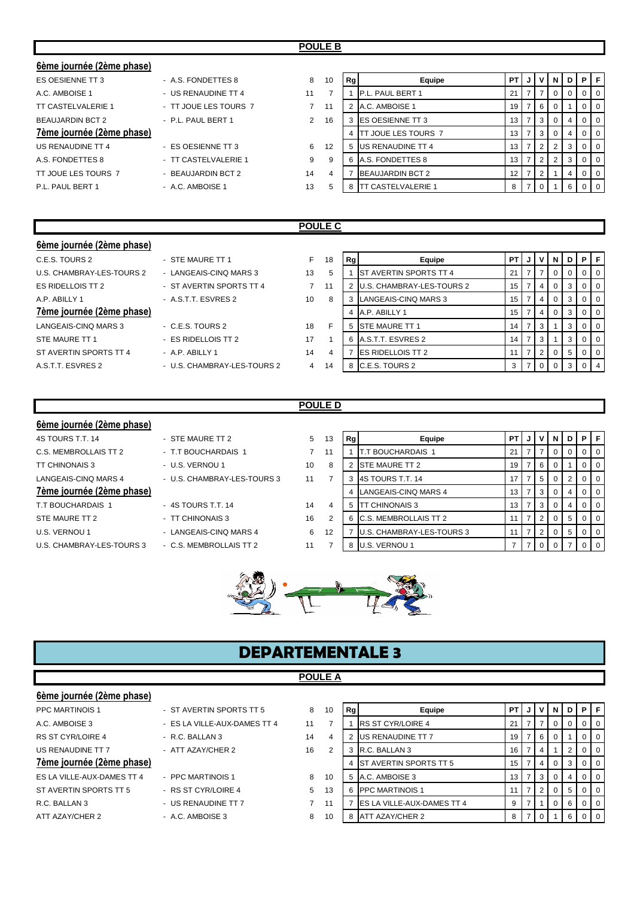## POULE B

### 6ème journée (2ème phase)

| Équipe 1 | Équipe 2 | Score 1 | Score 2 |
|---|---|---|---|
| ES OESIENNE TT 3 | A.S. FONDETTES 8 | 8 | 10 |
| A.C. AMBOISE 1 | US RENAUDINE TT 4 | 11 | 7 |
| TT CASTELVALERIE 1 | TT JOUE LES TOURS 7 | 7 | 11 |
| BEAUJARDIN BCT 2 | P.L. PAUL BERT 1 | 2 | 16 |

### 7ème journée (2ème phase)

| Équipe 1 | Équipe 2 | Score 1 | Score 2 |
|---|---|---|---|
| US RENAUDINE TT 4 | ES OESIENNE TT 3 | 6 | 12 |
| A.S. FONDETTES 8 | TT CASTELVALERIE 1 | 9 | 9 |
| TT JOUE LES TOURS 7 | BEAUJARDIN BCT 2 | 14 | 4 |
| P.L. PAUL BERT 1 | A.C. AMBOISE 1 | 13 | 5 |

| Rg | Equipe | PT | J | V | N | D | P | F |
|---|---|---|---|---|---|---|---|---|
| 1 | P.L. PAUL BERT 1 | 21 | 7 | 7 | 0 | 0 | 0 | 0 |
| 2 | A.C. AMBOISE 1 | 19 | 7 | 6 | 0 | 1 | 0 | 0 |
| 3 | ES OESIENNE TT 3 | 13 | 7 | 3 | 0 | 4 | 0 | 0 |
| 4 | TT JOUE LES TOURS 7 | 13 | 7 | 3 | 0 | 4 | 0 | 0 |
| 5 | US RENAUDINE TT 4 | 13 | 7 | 2 | 2 | 3 | 0 | 0 |
| 6 | A.S. FONDETTES 8 | 13 | 7 | 2 | 2 | 3 | 0 | 0 |
| 7 | BEAUJARDIN BCT 2 | 12 | 7 | 2 | 1 | 4 | 0 | 0 |
| 8 | TT CASTELVALERIE 1 | 8 | 7 | 0 | 1 | 6 | 0 | 0 |

## POULE C

### 6ème journée (2ème phase)

| Équipe 1 | Équipe 2 | Score 1 | Score 2 |
|---|---|---|---|
| C.E.S. TOURS 2 | STE MAURE TT 1 | F | 18 |
| U.S. CHAMBRAY-LES-TOURS 2 | LANGEAIS-CINQ MARS 3 | 13 | 5 |
| ES RIDELLOIS TT 2 | ST AVERTIN SPORTS TT 4 | 7 | 11 |
| A.P. ABILLY 1 | A.S.T.T. ESVRES 2 | 10 | 8 |

### 7ème journée (2ème phase)

| Équipe 1 | Équipe 2 | Score 1 | Score 2 |
|---|---|---|---|
| LANGEAIS-CINQ MARS 3 | C.E.S. TOURS 2 | 18 | F |
| STE MAURE TT 1 | ES RIDELLOIS TT 2 | 17 | 1 |
| ST AVERTIN SPORTS TT 4 | A.P. ABILLY 1 | 14 | 4 |
| A.S.T.T. ESVRES 2 | U.S. CHAMBRAY-LES-TOURS 2 | 4 | 14 |

| Rg | Equipe | PT | J | V | N | D | P | F |
|---|---|---|---|---|---|---|---|---|
| 1 | ST AVERTIN SPORTS TT 4 | 21 | 7 | 7 | 0 | 0 | 0 | 0 |
| 2 | U.S. CHAMBRAY-LES-TOURS 2 | 15 | 7 | 4 | 0 | 3 | 0 | 0 |
| 3 | LANGEAIS-CINQ MARS 3 | 15 | 7 | 4 | 0 | 3 | 0 | 0 |
| 4 | A.P. ABILLY 1 | 15 | 7 | 4 | 0 | 3 | 0 | 0 |
| 5 | STE MAURE TT 1 | 14 | 7 | 3 | 1 | 3 | 0 | 0 |
| 6 | A.S.T.T. ESVRES 2 | 14 | 7 | 3 | 1 | 3 | 0 | 0 |
| 7 | ES RIDELLOIS TT 2 | 11 | 7 | 2 | 0 | 5 | 0 | 0 |
| 8 | C.E.S. TOURS 2 | 3 | 7 | 0 | 0 | 3 | 0 | 4 |

## POULE D

### 6ème journée (2ème phase)

| Équipe 1 | Équipe 2 | Score 1 | Score 2 |
|---|---|---|---|
| 4S TOURS T.T. 14 | STE MAURE TT 2 | 5 | 13 |
| C.S. MEMBROLLAIS TT 2 | T.T BOUCHARDAIS 1 | 7 | 11 |
| TT CHINONAIS 3 | U.S. VERNOU 1 | 10 | 8 |
| LANGEAIS-CINQ MARS 4 | U.S. CHAMBRAY-LES-TOURS 3 | 11 | 7 |

### 7ème journée (2ème phase)

| Équipe 1 | Équipe 2 | Score 1 | Score 2 |
|---|---|---|---|
| T.T BOUCHARDAIS 1 | 4S TOURS T.T. 14 | 14 | 4 |
| STE MAURE TT 2 | TT CHINONAIS 3 | 16 | 2 |
| U.S. VERNOU 1 | LANGEAIS-CINQ MARS 4 | 6 | 12 |
| U.S. CHAMBRAY-LES-TOURS 3 | C.S. MEMBROLLAIS TT 2 | 11 | 7 |

| Rg | Equipe | PT | J | V | N | D | P | F |
|---|---|---|---|---|---|---|---|---|
| 1 | T.T BOUCHARDAIS 1 | 21 | 7 | 7 | 0 | 0 | 0 | 0 |
| 2 | STE MAURE TT 2 | 19 | 7 | 6 | 0 | 1 | 0 | 0 |
| 3 | 4S TOURS T.T. 14 | 17 | 7 | 5 | 0 | 2 | 0 | 0 |
| 4 | LANGEAIS-CINQ MARS 4 | 13 | 7 | 3 | 0 | 4 | 0 | 0 |
| 5 | TT CHINONAIS 3 | 13 | 7 | 3 | 0 | 4 | 0 | 0 |
| 6 | C.S. MEMBROLLAIS TT 2 | 11 | 7 | 2 | 0 | 5 | 0 | 0 |
| 7 | U.S. CHAMBRAY-LES-TOURS 3 | 11 | 7 | 2 | 0 | 5 | 0 | 0 |
| 8 | U.S. VERNOU 1 | 7 | 7 | 0 | 0 | 7 | 0 | 0 |

# DEPARTEMENTALE 3

## POULE A

### 6ème journée (2ème phase)

| Équipe 1 | Équipe 2 | Score 1 | Score 2 |
|---|---|---|---|
| PPC MARTINOIS 1 | ST AVERTIN SPORTS TT 5 | 8 | 10 |
| A.C. AMBOISE 3 | ES LA VILLE-AUX-DAMES TT 4 | 11 | 7 |
| RS ST CYR/LOIRE 4 | R.C. BALLAN 3 | 14 | 4 |
| US RENAUDINE TT 7 | ATT AZAY/CHER 2 | 16 | 2 |

### 7ème journée (2ème phase)

| Équipe 1 | Équipe 2 | Score 1 | Score 2 |
|---|---|---|---|
| ES LA VILLE-AUX-DAMES TT 4 | PPC MARTINOIS 1 | 8 | 10 |
| ST AVERTIN SPORTS TT 5 | RS ST CYR/LOIRE 4 | 5 | 13 |
| R.C. BALLAN 3 | US RENAUDINE TT 7 | 7 | 11 |
| ATT AZAY/CHER 2 | A.C. AMBOISE 3 | 8 | 10 |

| Rg | Equipe | PT | J | V | N | D | P | F |
|---|---|---|---|---|---|---|---|---|
| 1 | RS ST CYR/LOIRE 4 | 21 | 7 | 7 | 0 | 0 | 0 | 0 |
| 2 | US RENAUDINE TT 7 | 19 | 7 | 6 | 0 | 1 | 0 | 0 |
| 3 | R.C. BALLAN 3 | 16 | 7 | 4 | 1 | 2 | 0 | 0 |
| 4 | ST AVERTIN SPORTS TT 5 | 15 | 7 | 4 | 0 | 3 | 0 | 0 |
| 5 | A.C. AMBOISE 3 | 13 | 7 | 3 | 0 | 4 | 0 | 0 |
| 6 | PPC MARTINOIS 1 | 11 | 7 | 2 | 0 | 5 | 0 | 0 |
| 7 | ES LA VILLE-AUX-DAMES TT 4 | 9 | 7 | 1 | 0 | 6 | 0 | 0 |
| 8 | ATT AZAY/CHER 2 | 8 | 7 | 0 | 1 | 6 | 0 | 0 |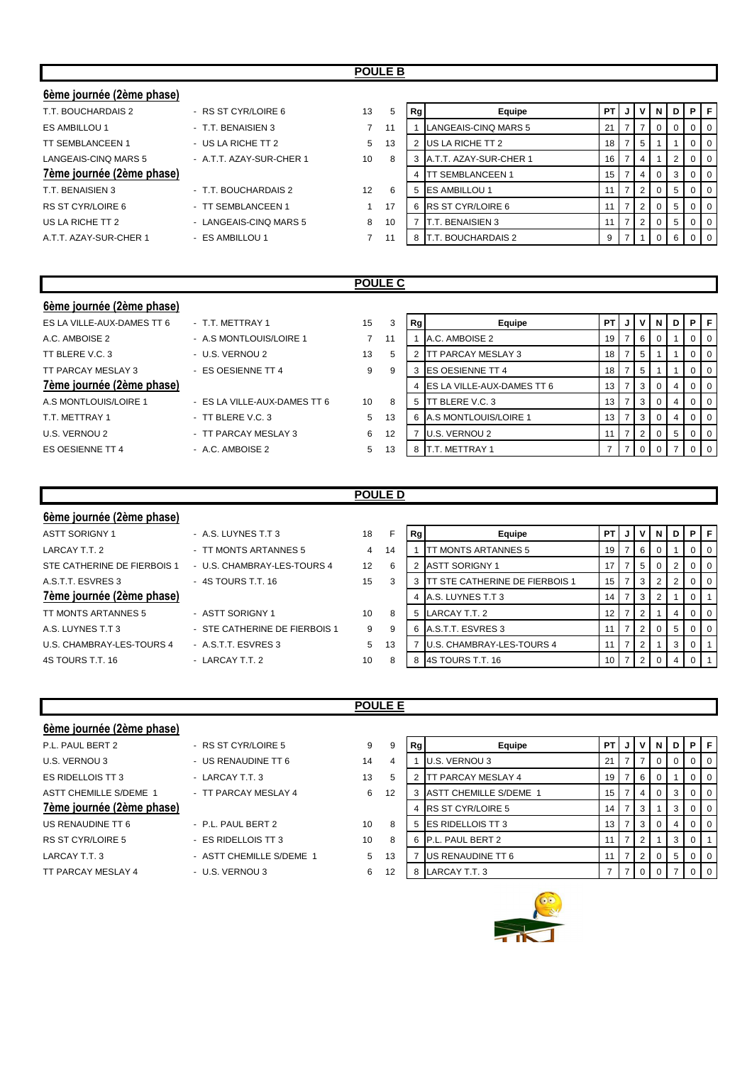## POULE B

**6ème journée (2ème phase)**

| Équipe 1 | Équipe 2 | Score 1 | Score 2 |
|---|---|---|---|
| T.T. BOUCHARDAIS 2 | - RS ST CYR/LOIRE 6 | 13 | 5 |
| ES AMBILLOU 1 | - T.T. BENAISIEN 3 | 7 | 11 |
| TT SEMBLANCEEN 1 | - US LA RICHE TT 2 | 5 | 13 |
| LANGEAIS-CINQ MARS 5 | - A.T.T. AZAY-SUR-CHER 1 | 10 | 8 |

**7ème journée (2ème phase)**

| Équipe 1 | Équipe 2 | Score 1 | Score 2 |
|---|---|---|---|
| T.T. BENAISIEN 3 | - T.T. BOUCHARDAIS 2 | 12 | 6 |
| RS ST CYR/LOIRE 6 | - TT SEMBLANCEEN 1 | 1 | 17 |
| US LA RICHE TT 2 | - LANGEAIS-CINQ MARS 5 | 8 | 10 |
| A.T.T. AZAY-SUR-CHER 1 | - ES AMBILLOU 1 | 7 | 11 |

| Rg | Equipe | PT | J | V | N | D | P | F |
|---|---|---|---|---|---|---|---|---|
| 1 | LANGEAIS-CINQ MARS 5 | 21 | 7 | 7 | 0 | 0 | 0 | 0 |
| 2 | US LA RICHE TT 2 | 18 | 7 | 5 | 1 | 1 | 0 | 0 |
| 3 | A.T.T. AZAY-SUR-CHER 1 | 16 | 7 | 4 | 1 | 2 | 0 | 0 |
| 4 | TT SEMBLANCEEN 1 | 15 | 7 | 4 | 0 | 3 | 0 | 0 |
| 5 | ES AMBILLOU 1 | 11 | 7 | 2 | 0 | 5 | 0 | 0 |
| 6 | RS ST CYR/LOIRE 6 | 11 | 7 | 2 | 0 | 5 | 0 | 0 |
| 7 | T.T. BENAISIEN 3 | 11 | 7 | 2 | 0 | 5 | 0 | 0 |
| 8 | T.T. BOUCHARDAIS 2 | 9 | 7 | 1 | 0 | 6 | 0 | 0 |

## POULE C

**6ème journée (2ème phase)**

| Équipe 1 | Équipe 2 | Score 1 | Score 2 |
|---|---|---|---|
| ES LA VILLE-AUX-DAMES TT 6 | - T.T. METTRAY 1 | 15 | 3 |
| A.C. AMBOISE 2 | - A.S MONTLOUIS/LOIRE 1 | 7 | 11 |
| TT BLERE V.C. 3 | - U.S. VERNOU 2 | 13 | 5 |
| TT PARCAY MESLAY 3 | - ES OESIENNE TT 4 | 9 | 9 |

**7ème journée (2ème phase)**

| Équipe 1 | Équipe 2 | Score 1 | Score 2 |
|---|---|---|---|
| A.S MONTLOUIS/LOIRE 1 | - ES LA VILLE-AUX-DAMES TT 6 | 10 | 8 |
| T.T. METTRAY 1 | - TT BLERE V.C. 3 | 5 | 13 |
| U.S. VERNOU 2 | - TT PARCAY MESLAY 3 | 6 | 12 |
| ES OESIENNE TT 4 | - A.C. AMBOISE 2 | 5 | 13 |

| Rg | Equipe | PT | J | V | N | D | P | F |
|---|---|---|---|---|---|---|---|---|
| 1 | A.C. AMBOISE 2 | 19 | 7 | 6 | 0 | 1 | 0 | 0 |
| 2 | TT PARCAY MESLAY 3 | 18 | 7 | 5 | 1 | 1 | 0 | 0 |
| 3 | ES OESIENNE TT 4 | 18 | 7 | 5 | 1 | 1 | 0 | 0 |
| 4 | ES LA VILLE-AUX-DAMES TT 6 | 13 | 7 | 3 | 0 | 4 | 0 | 0 |
| 5 | TT BLERE V.C. 3 | 13 | 7 | 3 | 0 | 4 | 0 | 0 |
| 6 | A.S MONTLOUIS/LOIRE 1 | 13 | 7 | 3 | 0 | 4 | 0 | 0 |
| 7 | U.S. VERNOU 2 | 11 | 7 | 2 | 0 | 5 | 0 | 0 |
| 8 | T.T. METTRAY 1 | 7 | 7 | 0 | 0 | 7 | 0 | 0 |

## POULE D

**6ème journée (2ème phase)**

| Équipe 1 | Équipe 2 | Score 1 | Score 2 |
|---|---|---|---|
| ASTT SORIGNY 1 | - A.S. LUYNES T.T 3 | 18 | F |
| LARCAY T.T. 2 | - TT MONTS ARTANNES 5 | 4 | 14 |
| STE CATHERINE DE FIERBOIS 1 | - U.S. CHAMBRAY-LES-TOURS 4 | 12 | 6 |
| A.S.T.T. ESVRES 3 | - 4S TOURS T.T. 16 | 15 | 3 |

**7ème journée (2ème phase)**

| Équipe 1 | Équipe 2 | Score 1 | Score 2 |
|---|---|---|---|
| TT MONTS ARTANNES 5 | - ASTT SORIGNY 1 | 10 | 8 |
| A.S. LUYNES T.T 3 | - STE CATHERINE DE FIERBOIS 1 | 9 | 9 |
| U.S. CHAMBRAY-LES-TOURS 4 | - A.S.T.T. ESVRES 3 | 5 | 13 |
| 4S TOURS T.T. 16 | - LARCAY T.T. 2 | 10 | 8 |

| Rg | Equipe | PT | J | V | N | D | P | F |
|---|---|---|---|---|---|---|---|---|
| 1 | TT MONTS ARTANNES 5 | 19 | 7 | 6 | 0 | 1 | 0 | 0 |
| 2 | ASTT SORIGNY 1 | 17 | 7 | 5 | 0 | 2 | 0 | 0 |
| 3 | TT STE CATHERINE DE FIERBOIS 1 | 15 | 7 | 3 | 2 | 2 | 0 | 0 |
| 4 | A.S. LUYNES T.T 3 | 14 | 7 | 3 | 2 | 1 | 0 | 1 |
| 5 | LARCAY T.T. 2 | 12 | 7 | 2 | 1 | 4 | 0 | 0 |
| 6 | A.S.T.T. ESVRES 3 | 11 | 7 | 2 | 0 | 5 | 0 | 0 |
| 7 | U.S. CHAMBRAY-LES-TOURS 4 | 11 | 7 | 2 | 1 | 3 | 0 | 1 |
| 8 | 4S TOURS T.T. 16 | 10 | 7 | 2 | 0 | 4 | 0 | 1 |

## POULE E

**6ème journée (2ème phase)**

| Équipe 1 | Équipe 2 | Score 1 | Score 2 |
|---|---|---|---|
| P.L. PAUL BERT 2 | - RS ST CYR/LOIRE 5 | 9 | 9 |
| U.S. VERNOU 3 | - US RENAUDINE TT 6 | 14 | 4 |
| ES RIDELLOIS TT 3 | - LARCAY T.T. 3 | 13 | 5 |
| ASTT CHEMILLE S/DEME 1 | - TT PARCAY MESLAY 4 | 6 | 12 |

**7ème journée (2ème phase)**

| Équipe 1 | Équipe 2 | Score 1 | Score 2 |
|---|---|---|---|
| US RENAUDINE TT 6 | - P.L. PAUL BERT 2 | 10 | 8 |
| RS ST CYR/LOIRE 5 | - ES RIDELLOIS TT 3 | 10 | 8 |
| LARCAY T.T. 3 | - ASTT CHEMILLE S/DEME 1 | 5 | 13 |
| TT PARCAY MESLAY 4 | - U.S. VERNOU 3 | 6 | 12 |

| Rg | Equipe | PT | J | V | N | D | P | F |
|---|---|---|---|---|---|---|---|---|
| 1 | U.S. VERNOU 3 | 21 | 7 | 7 | 0 | 0 | 0 | 0 |
| 2 | TT PARCAY MESLAY 4 | 19 | 7 | 6 | 0 | 1 | 0 | 0 |
| 3 | ASTT CHEMILLE S/DEME 1 | 15 | 7 | 4 | 0 | 3 | 0 | 0 |
| 4 | RS ST CYR/LOIRE 5 | 14 | 7 | 3 | 1 | 3 | 0 | 0 |
| 5 | ES RIDELLOIS TT 3 | 13 | 7 | 3 | 0 | 4 | 0 | 0 |
| 6 | P.L. PAUL BERT 2 | 11 | 7 | 2 | 1 | 3 | 0 | 1 |
| 7 | US RENAUDINE TT 6 | 11 | 7 | 2 | 0 | 5 | 0 | 0 |
| 8 | LARCAY T.T. 3 | 7 | 7 | 0 | 0 | 7 | 0 | 0 |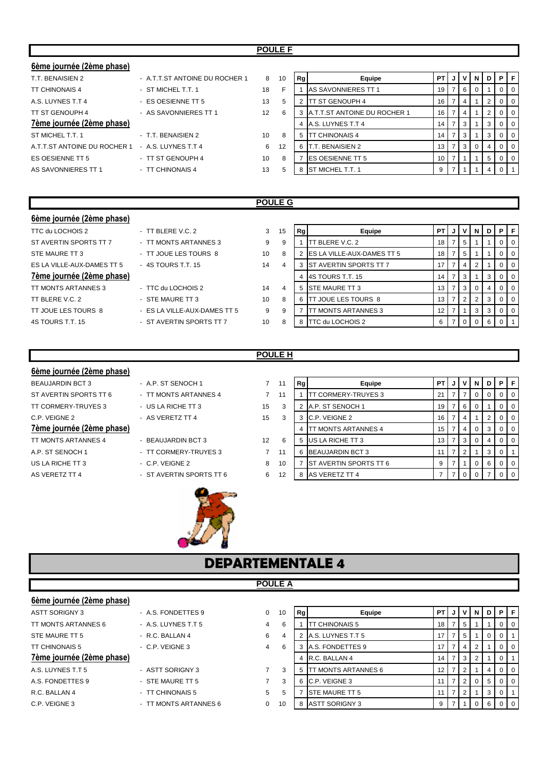## POULE F

### 6ème journée (2ème phase)

| | | | |
|---|---|---|---|
| T.T. BENAISIEN 2 | - A.T.T.ST ANTOINE DU ROCHER 1 | 8 | 10 |
| TT CHINONAIS 4 | - ST MICHEL T.T. 1 | 18 | F |
| A.S. LUYNES T.T 4 | - ES OESIENNE TT 5 | 13 | 5 |
| TT ST GENOUPH 4 | - AS SAVONNIERES TT 1 | 12 | 6 |

### 7ème journée (2ème phase)

| | | | |
|---|---|---|---|
| ST MICHEL T.T. 1 | - T.T. BENAISIEN 2 | 10 | 8 |
| A.T.T.ST ANTOINE DU ROCHER 1 | - A.S. LUYNES T.T 4 | 6 | 12 |
| ES OESIENNE TT 5 | - TT ST GENOUPH 4 | 10 | 8 |
| AS SAVONNIERES TT 1 | - TT CHINONAIS 4 | 13 | 5 |

| Rg | Equipe | PT | J | V | N | D | P | F |
|---|---|---|---|---|---|---|---|---|
| 1 | AS SAVONNIERES TT 1 | 19 | 7 | 6 | 0 | 1 | 0 | 0 |
| 2 | TT ST GENOUPH 4 | 16 | 7 | 4 | 1 | 2 | 0 | 0 |
| 3 | A.T.T.ST ANTOINE DU ROCHER 1 | 16 | 7 | 4 | 1 | 2 | 0 | 0 |
| 4 | A.S. LUYNES T.T 4 | 14 | 7 | 3 | 1 | 3 | 0 | 0 |
| 5 | TT CHINONAIS 4 | 14 | 7 | 3 | 1 | 3 | 0 | 0 |
| 6 | T.T. BENAISIEN 2 | 13 | 7 | 3 | 0 | 4 | 0 | 0 |
| 7 | ES OESIENNE TT 5 | 10 | 7 | 1 | 1 | 5 | 0 | 0 |
| 8 | ST MICHEL T.T. 1 | 9 | 7 | 1 | 1 | 4 | 0 | 1 |

## POULE G

### 6ème journée (2ème phase)

| | | | |
|---|---|---|---|
| TTC du LOCHOIS 2 | - TT BLERE V.C. 2 | 3 | 15 |
| ST AVERTIN SPORTS TT 7 | - TT MONTS ARTANNES 3 | 9 | 9 |
| STE MAURE TT 3 | - TT JOUE LES TOURS 8 | 10 | 8 |
| ES LA VILLE-AUX-DAMES TT 5 | - 4S TOURS T.T. 15 | 14 | 4 |

### 7ème journée (2ème phase)

| | | | |
|---|---|---|---|
| TT MONTS ARTANNES 3 | - TTC du LOCHOIS 2 | 14 | 4 |
| TT BLERE V.C. 2 | - STE MAURE TT 3 | 10 | 8 |
| TT JOUE LES TOURS 8 | - ES LA VILLE-AUX-DAMES TT 5 | 9 | 9 |
| 4S TOURS T.T. 15 | - ST AVERTIN SPORTS TT 7 | 10 | 8 |

| Rg | Equipe | PT | J | V | N | D | P | F |
|---|---|---|---|---|---|---|---|---|
| 1 | TT BLERE V.C. 2 | 18 | 7 | 5 | 1 | 1 | 0 | 0 |
| 2 | ES LA VILLE-AUX-DAMES TT 5 | 18 | 7 | 5 | 1 | 1 | 0 | 0 |
| 3 | ST AVERTIN SPORTS TT 7 | 17 | 7 | 4 | 2 | 1 | 0 | 0 |
| 4 | 4S TOURS T.T. 15 | 14 | 7 | 3 | 1 | 3 | 0 | 0 |
| 5 | STE MAURE TT 3 | 13 | 7 | 3 | 0 | 4 | 0 | 0 |
| 6 | TT JOUE LES TOURS 8 | 13 | 7 | 2 | 2 | 3 | 0 | 0 |
| 7 | TT MONTS ARTANNES 3 | 12 | 7 | 1 | 3 | 3 | 0 | 0 |
| 8 | TTC du LOCHOIS 2 | 6 | 7 | 0 | 0 | 6 | 0 | 1 |

## POULE H

### 6ème journée (2ème phase)

| | | | |
|---|---|---|---|
| BEAUJARDIN BCT 3 | - A.P. ST SENOCH 1 | 7 | 11 |
| ST AVERTIN SPORTS TT 6 | - TT MONTS ARTANNES 4 | 7 | 11 |
| TT CORMERY-TRUYES 3 | - US LA RICHE TT 3 | 15 | 3 |
| C.P. VEIGNE 2 | - AS VERETZ TT 4 | 15 | 3 |

### 7ème journée (2ème phase)

| | | | |
|---|---|---|---|
| TT MONTS ARTANNES 4 | - BEAUJARDIN BCT 3 | 12 | 6 |
| A.P. ST SENOCH 1 | - TT CORMERY-TRUYES 3 | 7 | 11 |
| US LA RICHE TT 3 | - C.P. VEIGNE 2 | 8 | 10 |
| AS VERETZ TT 4 | - ST AVERTIN SPORTS TT 6 | 6 | 12 |

| Rg | Equipe | PT | J | V | N | D | P | F |
|---|---|---|---|---|---|---|---|---|
| 1 | TT CORMERY-TRUYES 3 | 21 | 7 | 7 | 0 | 0 | 0 | 0 |
| 2 | A.P. ST SENOCH 1 | 19 | 7 | 6 | 0 | 1 | 0 | 0 |
| 3 | C.P. VEIGNE 2 | 16 | 7 | 4 | 1 | 2 | 0 | 0 |
| 4 | TT MONTS ARTANNES 4 | 15 | 7 | 4 | 0 | 3 | 0 | 0 |
| 5 | US LA RICHE TT 3 | 13 | 7 | 3 | 0 | 4 | 0 | 0 |
| 6 | BEAUJARDIN BCT 3 | 11 | 7 | 2 | 1 | 3 | 0 | 1 |
| 7 | ST AVERTIN SPORTS TT 6 | 9 | 7 | 1 | 0 | 6 | 0 | 0 |
| 8 | AS VERETZ TT 4 | 7 | 7 | 0 | 0 | 7 | 0 | 0 |

# DEPARTEMENTALE 4

## POULE A

### 6ème journée (2ème phase)

| | | | |
|---|---|---|---|
| ASTT SORIGNY 3 | - A.S. FONDETTES 9 | 0 | 10 |
| TT MONTS ARTANNES 6 | - A.S. LUYNES T.T 5 | 4 | 6 |
| STE MAURE TT 5 | - R.C. BALLAN 4 | 6 | 4 |
| TT CHINONAIS 5 | - C.P. VEIGNE 3 | 4 | 6 |

### 7ème journée (2ème phase)

| | | | |
|---|---|---|---|
| A.S. LUYNES T.T 5 | - ASTT SORIGNY 3 | 7 | 3 |
| A.S. FONDETTES 9 | - STE MAURE TT 5 | 7 | 3 |
| R.C. BALLAN 4 | - TT CHINONAIS 5 | 5 | 5 |
| C.P. VEIGNE 3 | - TT MONTS ARTANNES 6 | 0 | 10 |

| Rg | Equipe | PT | J | V | N | D | P | F |
|---|---|---|---|---|---|---|---|---|
| 1 | TT CHINONAIS 5 | 18 | 7 | 5 | 1 | 1 | 0 | 0 |
| 2 | A.S. LUYNES T.T 5 | 17 | 7 | 5 | 1 | 0 | 0 | 1 |
| 3 | A.S. FONDETTES 9 | 17 | 7 | 4 | 2 | 1 | 0 | 0 |
| 4 | R.C. BALLAN 4 | 14 | 7 | 3 | 2 | 1 | 0 | 1 |
| 5 | TT MONTS ARTANNES 6 | 12 | 7 | 2 | 1 | 4 | 0 | 0 |
| 6 | C.P. VEIGNE 3 | 11 | 7 | 2 | 0 | 5 | 0 | 0 |
| 7 | STE MAURE TT 5 | 11 | 7 | 2 | 1 | 3 | 0 | 1 |
| 8 | ASTT SORIGNY 3 | 9 | 7 | 1 | 0 | 6 | 0 | 0 |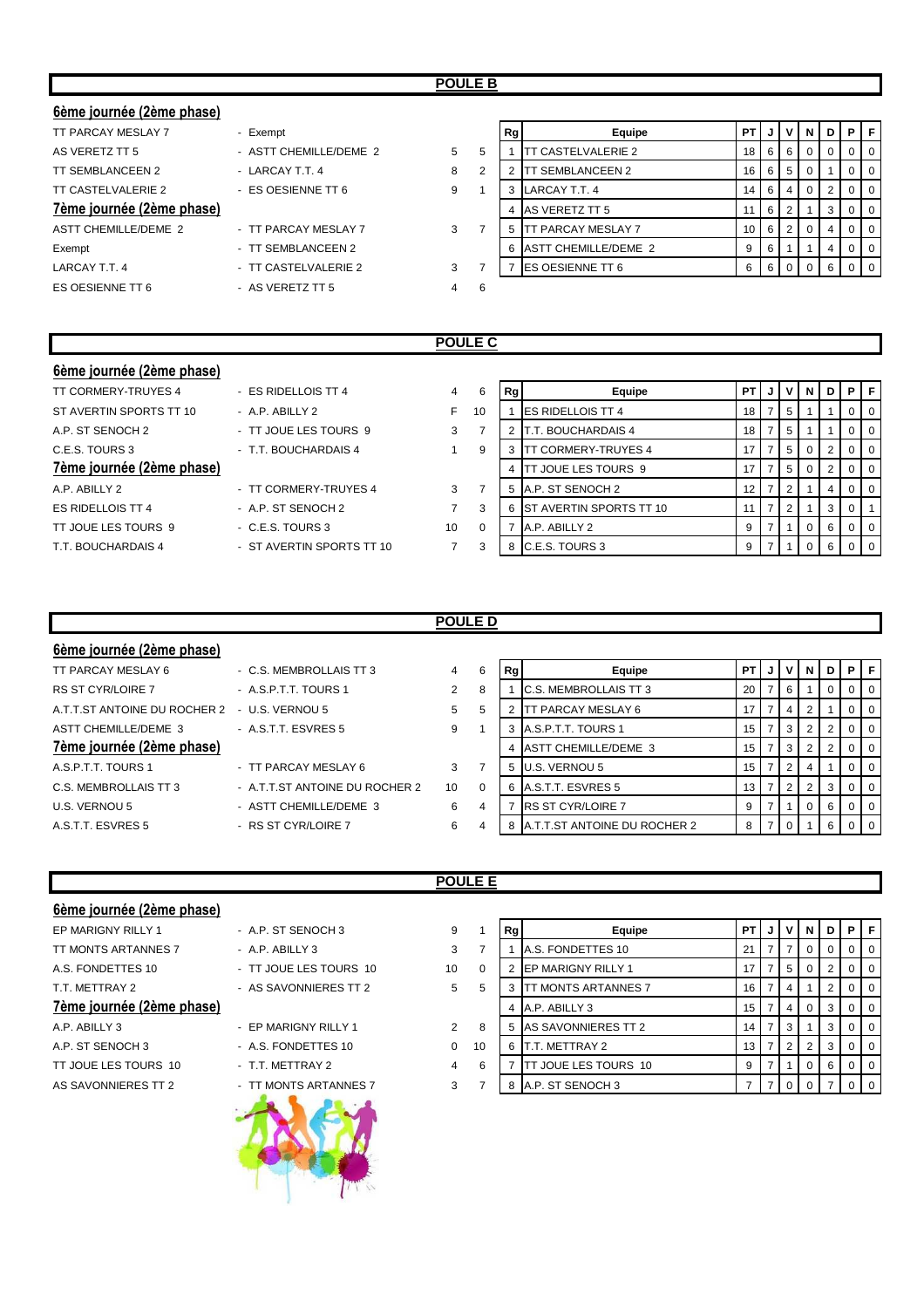## POULE B

### 6ème journée (2ème phase)

| Équipe 1 | Équipe 2 | | |
|---|---|---|---|
| TT PARCAY MESLAY 7 | - Exempt | | |
| AS VERETZ TT 5 | - ASTT CHEMILLE/DEME 2 | 5 | 5 |
| TT SEMBLANCEEN 2 | - LARCAY T.T. 4 | 8 | 2 |
| TT CASTELVALERIE 2 | - ES OESIENNE TT 6 | 9 | 1 |

### 7ème journée (2ème phase)

| Équipe 1 | Équipe 2 | | |
|---|---|---|---|
| ASTT CHEMILLE/DEME 2 | - TT PARCAY MESLAY 7 | 3 | 7 |
| Exempt | - TT SEMBLANCEEN 2 | | |
| LARCAY T.T. 4 | - TT CASTELVALERIE 2 | 3 | 7 |
| ES OESIENNE TT 6 | - AS VERETZ TT 5 | 4 | 6 |

| Rg | Equipe | PT | J | V | N | D | P | F |
|---|---|---|---|---|---|---|---|---|
| 1 | TT CASTELVALERIE 2 | 18 | 6 | 6 | 0 | 0 | 0 | 0 |
| 2 | TT SEMBLANCEEN 2 | 16 | 6 | 5 | 0 | 1 | 0 | 0 |
| 3 | LARCAY T.T. 4 | 14 | 6 | 4 | 0 | 2 | 0 | 0 |
| 4 | AS VERETZ TT 5 | 11 | 6 | 2 | 1 | 3 | 0 | 0 |
| 5 | TT PARCAY MESLAY 7 | 10 | 6 | 2 | 0 | 4 | 0 | 0 |
| 6 | ASTT CHEMILLE/DEME 2 | 9 | 6 | 1 | 1 | 4 | 0 | 0 |
| 7 | ES OESIENNE TT 6 | 6 | 6 | 0 | 0 | 6 | 0 | 0 |

## POULE C

### 6ème journée (2ème phase)

| Équipe 1 | Équipe 2 | | |
|---|---|---|---|
| TT CORMERY-TRUYES 4 | - ES RIDELLOIS TT 4 | 4 | 6 |
| ST AVERTIN SPORTS TT 10 | - A.P. ABILLY 2 | F | 10 |
| A.P. ST SENOCH 2 | - TT JOUE LES TOURS 9 | 3 | 7 |
| C.E.S. TOURS 3 | - T.T. BOUCHARDAIS 4 | 1 | 9 |

### 7ème journée (2ème phase)

| Équipe 1 | Équipe 2 | | |
|---|---|---|---|
| A.P. ABILLY 2 | - TT CORMERY-TRUYES 4 | 3 | 7 |
| ES RIDELLOIS TT 4 | - A.P. ST SENOCH 2 | 7 | 3 |
| TT JOUE LES TOURS 9 | - C.E.S. TOURS 3 | 10 | 0 |
| T.T. BOUCHARDAIS 4 | - ST AVERTIN SPORTS TT 10 | 7 | 3 |

| Rg | Equipe | PT | J | V | N | D | P | F |
|---|---|---|---|---|---|---|---|---|
| 1 | ES RIDELLOIS TT 4 | 18 | 7 | 5 | 1 | 1 | 0 | 0 |
| 2 | T.T. BOUCHARDAIS 4 | 18 | 7 | 5 | 1 | 1 | 0 | 0 |
| 3 | TT CORMERY-TRUYES 4 | 17 | 7 | 5 | 0 | 2 | 0 | 0 |
| 4 | TT JOUE LES TOURS 9 | 17 | 7 | 5 | 0 | 2 | 0 | 0 |
| 5 | A.P. ST SENOCH 2 | 12 | 7 | 2 | 1 | 4 | 0 | 0 |
| 6 | ST AVERTIN SPORTS TT 10 | 11 | 7 | 2 | 1 | 3 | 0 | 1 |
| 7 | A.P. ABILLY 2 | 9 | 7 | 1 | 0 | 6 | 0 | 0 |
| 8 | C.E.S. TOURS 3 | 9 | 7 | 1 | 0 | 6 | 0 | 0 |

## POULE D

### 6ème journée (2ème phase)

| Équipe 1 | Équipe 2 | | |
|---|---|---|---|
| TT PARCAY MESLAY 6 | - C.S. MEMBROLLAIS TT 3 | 4 | 6 |
| RS ST CYR/LOIRE 7 | - A.S.P.T.T. TOURS 1 | 2 | 8 |
| A.T.T.ST ANTOINE DU ROCHER 2 | - U.S. VERNOU 5 | 5 | 5 |
| ASTT CHEMILLE/DEME 3 | - A.S.T.T. ESVRES 5 | 9 | 1 |

### 7ème journée (2ème phase)

| Équipe 1 | Équipe 2 | | |
|---|---|---|---|
| A.S.P.T.T. TOURS 1 | - TT PARCAY MESLAY 6 | 3 | 7 |
| C.S. MEMBROLLAIS TT 3 | - A.T.T.ST ANTOINE DU ROCHER 2 | 10 | 0 |
| U.S. VERNOU 5 | - ASTT CHEMILLE/DEME 3 | 6 | 4 |
| A.S.T.T. ESVRES 5 | - RS ST CYR/LOIRE 7 | 6 | 4 |

| Rg | Equipe | PT | J | V | N | D | P | F |
|---|---|---|---|---|---|---|---|---|
| 1 | C.S. MEMBROLLAIS TT 3 | 20 | 7 | 6 | 1 | 0 | 0 | 0 |
| 2 | TT PARCAY MESLAY 6 | 17 | 7 | 4 | 2 | 1 | 0 | 0 |
| 3 | A.S.P.T.T. TOURS 1 | 15 | 7 | 3 | 2 | 2 | 0 | 0 |
| 4 | ASTT CHEMILLE/DEME 3 | 15 | 7 | 3 | 2 | 2 | 0 | 0 |
| 5 | U.S. VERNOU 5 | 15 | 7 | 2 | 4 | 1 | 0 | 0 |
| 6 | A.S.T.T. ESVRES 5 | 13 | 7 | 2 | 2 | 3 | 0 | 0 |
| 7 | RS ST CYR/LOIRE 7 | 9 | 7 | 1 | 0 | 6 | 0 | 0 |
| 8 | A.T.T.ST ANTOINE DU ROCHER 2 | 8 | 7 | 0 | 1 | 6 | 0 | 0 |

## POULE E

### 6ème journée (2ème phase)

| Équipe 1 | Équipe 2 | | |
|---|---|---|---|
| EP MARIGNY RILLY 1 | - A.P. ST SENOCH 3 | 9 | 1 |
| TT MONTS ARTANNES 7 | - A.P. ABILLY 3 | 3 | 7 |
| A.S. FONDETTES 10 | - TT JOUE LES TOURS 10 | 10 | 0 |
| T.T. METTRAY 2 | - AS SAVONNIERES TT 2 | 5 | 5 |

### 7ème journée (2ème phase)

| Équipe 1 | Équipe 2 | | |
|---|---|---|---|
| A.P. ABILLY 3 | - EP MARIGNY RILLY 1 | 2 | 8 |
| A.P. ST SENOCH 3 | - A.S. FONDETTES 10 | 0 | 10 |
| TT JOUE LES TOURS 10 | - T.T. METTRAY 2 | 4 | 6 |
| AS SAVONNIERES TT 2 | - TT MONTS ARTANNES 7 | 3 | 7 |

| Rg | Equipe | PT | J | V | N | D | P | F |
|---|---|---|---|---|---|---|---|---|
| 1 | A.S. FONDETTES 10 | 21 | 7 | 7 | 0 | 0 | 0 | 0 |
| 2 | EP MARIGNY RILLY 1 | 17 | 7 | 5 | 0 | 2 | 0 | 0 |
| 3 | TT MONTS ARTANNES 7 | 16 | 7 | 4 | 1 | 2 | 0 | 0 |
| 4 | A.P. ABILLY 3 | 15 | 7 | 4 | 0 | 3 | 0 | 0 |
| 5 | AS SAVONNIERES TT 2 | 14 | 7 | 3 | 1 | 3 | 0 | 0 |
| 6 | T.T. METTRAY 2 | 13 | 7 | 2 | 2 | 3 | 0 | 0 |
| 7 | TT JOUE LES TOURS 10 | 9 | 7 | 1 | 0 | 6 | 0 | 0 |
| 8 | A.P. ST SENOCH 3 | 7 | 7 | 0 | 0 | 7 | 0 | 0 |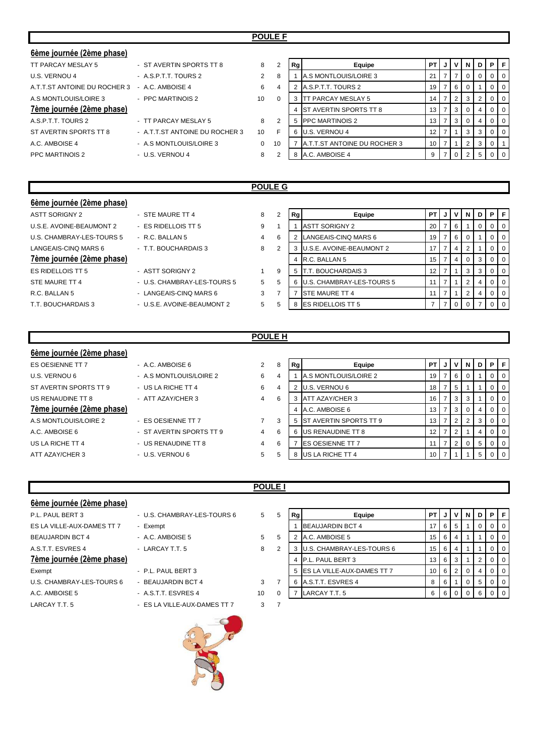## POULE F

### 6ème journée (2ème phase)

| | | | |
|---|---|---|---|
| TT PARCAY MESLAY 5 | - ST AVERTIN SPORTS TT 8 | 8 | 2 |
| U.S. VERNOU 4 | - A.S.P.T.T. TOURS 2 | 2 | 8 |
| A.T.T.ST ANTOINE DU ROCHER 3 | - A.C. AMBOISE 4 | 6 | 4 |
| A.S MONTLOUIS/LOIRE 3 | - PPC MARTINOIS 2 | 10 | 0 |

### 7ème journée (2ème phase)

| | | | |
|---|---|---|---|
| A.S.P.T.T. TOURS 2 | - TT PARCAY MESLAY 5 | 8 | 2 |
| ST AVERTIN SPORTS TT 8 | - A.T.T.ST ANTOINE DU ROCHER 3 | 10 | F |
| A.C. AMBOISE 4 | - A.S MONTLOUIS/LOIRE 3 | 0 | 10 |
| PPC MARTINOIS 2 | - U.S. VERNOU 4 | 8 | 2 |

| Rg | Equipe | PT | J | V | N | D | P | F |
|---|---|---|---|---|---|---|---|---|
| 1 | A.S MONTLOUIS/LOIRE 3 | 21 | 7 | 7 | 0 | 0 | 0 | 0 |
| 2 | A.S.P.T.T. TOURS 2 | 19 | 7 | 6 | 0 | 1 | 0 | 0 |
| 3 | TT PARCAY MESLAY 5 | 14 | 7 | 2 | 3 | 2 | 0 | 0 |
| 4 | ST AVERTIN SPORTS TT 8 | 13 | 7 | 3 | 0 | 4 | 0 | 0 |
| 5 | PPC MARTINOIS 2 | 13 | 7 | 3 | 0 | 4 | 0 | 0 |
| 6 | U.S. VERNOU 4 | 12 | 7 | 1 | 3 | 3 | 0 | 0 |
| 7 | A.T.T.ST ANTOINE DU ROCHER 3 | 10 | 7 | 1 | 2 | 3 | 0 | 1 |
| 8 | A.C. AMBOISE 4 | 9 | 7 | 0 | 2 | 5 | 0 | 0 |

## POULE G

### 6ème journée (2ème phase)

| | | | |
|---|---|---|---|
| ASTT SORIGNY 2 | - STE MAURE TT 4 | 8 | 2 |
| U.S.E. AVOINE-BEAUMONT 2 | - ES RIDELLOIS TT 5 | 9 | 1 |
| U.S. CHAMBRAY-LES-TOURS 5 | - R.C. BALLAN 5 | 4 | 6 |
| LANGEAIS-CINQ MARS 6 | - T.T. BOUCHARDAIS 3 | 8 | 2 |

### 7ème journée (2ème phase)

| | | | |
|---|---|---|---|
| ES RIDELLOIS TT 5 | - ASTT SORIGNY 2 | 1 | 9 |
| STE MAURE TT 4 | - U.S. CHAMBRAY-LES-TOURS 5 | 5 | 5 |
| R.C. BALLAN 5 | - LANGEAIS-CINQ MARS 6 | 3 | 7 |
| T.T. BOUCHARDAIS 3 | - U.S.E. AVOINE-BEAUMONT 2 | 5 | 5 |

| Rg | Equipe | PT | J | V | N | D | P | F |
|---|---|---|---|---|---|---|---|---|
| 1 | ASTT SORIGNY 2 | 20 | 7 | 6 | 1 | 0 | 0 | 0 |
| 2 | LANGEAIS-CINQ MARS 6 | 19 | 7 | 6 | 0 | 1 | 0 | 0 |
| 3 | U.S.E. AVOINE-BEAUMONT 2 | 17 | 7 | 4 | 2 | 1 | 0 | 0 |
| 4 | R.C. BALLAN 5 | 15 | 7 | 4 | 0 | 3 | 0 | 0 |
| 5 | T.T. BOUCHARDAIS 3 | 12 | 7 | 1 | 3 | 3 | 0 | 0 |
| 6 | U.S. CHAMBRAY-LES-TOURS 5 | 11 | 7 | 1 | 2 | 4 | 0 | 0 |
| 7 | STE MAURE TT 4 | 11 | 7 | 1 | 2 | 4 | 0 | 0 |
| 8 | ES RIDELLOIS TT 5 | 7 | 7 | 0 | 0 | 7 | 0 | 0 |

## POULE H

### 6ème journée (2ème phase)

| | | | |
|---|---|---|---|
| ES OESIENNE TT 7 | - A.C. AMBOISE 6 | 2 | 8 |
| U.S. VERNOU 6 | - A.S MONTLOUIS/LOIRE 2 | 6 | 4 |
| ST AVERTIN SPORTS TT 9 | - US LA RICHE TT 4 | 6 | 4 |
| US RENAUDINE TT 8 | - ATT AZAY/CHER 3 | 4 | 6 |

### 7ème journée (2ème phase)

| | | | |
|---|---|---|---|
| A.S MONTLOUIS/LOIRE 2 | - ES OESIENNE TT 7 | 7 | 3 |
| A.C. AMBOISE 6 | - ST AVERTIN SPORTS TT 9 | 4 | 6 |
| US LA RICHE TT 4 | - US RENAUDINE TT 8 | 4 | 6 |
| ATT AZAY/CHER 3 | - U.S. VERNOU 6 | 5 | 5 |

| Rg | Equipe | PT | J | V | N | D | P | F |
|---|---|---|---|---|---|---|---|---|
| 1 | A.S MONTLOUIS/LOIRE 2 | 19 | 7 | 6 | 0 | 1 | 0 | 0 |
| 2 | U.S. VERNOU 6 | 18 | 7 | 5 | 1 | 1 | 0 | 0 |
| 3 | ATT AZAY/CHER 3 | 16 | 7 | 3 | 3 | 1 | 0 | 0 |
| 4 | A.C. AMBOISE 6 | 13 | 7 | 3 | 0 | 4 | 0 | 0 |
| 5 | ST AVERTIN SPORTS TT 9 | 13 | 7 | 2 | 2 | 3 | 0 | 0 |
| 6 | US RENAUDINE TT 8 | 12 | 7 | 2 | 1 | 4 | 0 | 0 |
| 7 | ES OESIENNE TT 7 | 11 | 7 | 2 | 0 | 5 | 0 | 0 |
| 8 | US LA RICHE TT 4 | 10 | 7 | 1 | 1 | 5 | 0 | 0 |

## POULE I

### 6ème journée (2ème phase)

| | | | |
|---|---|---|---|
| P.L. PAUL BERT 3 | - U.S. CHAMBRAY-LES-TOURS 6 | 5 | 5 |
| ES LA VILLE-AUX-DAMES TT 7 | - Exempt | | |
| BEAUJARDIN BCT 4 | - A.C. AMBOISE 5 | 5 | 5 |
| A.S.T.T. ESVRES 4 | - LARCAY T.T. 5 | 8 | 2 |

### 7ème journée (2ème phase)

| | | | |
|---|---|---|---|
| Exempt | - P.L. PAUL BERT 3 | | |
| U.S. CHAMBRAY-LES-TOURS 6 | - BEAUJARDIN BCT 4 | 3 | 7 |
| A.C. AMBOISE 5 | - A.S.T.T. ESVRES 4 | 10 | 0 |
| LARCAY T.T. 5 | - ES LA VILLE-AUX-DAMES TT 7 | 3 | 7 |

| Rg | Equipe | PT | J | V | N | D | P | F |
|---|---|---|---|---|---|---|---|---|
| 1 | BEAUJARDIN BCT 4 | 17 | 6 | 5 | 1 | 0 | 0 | 0 |
| 2 | A.C. AMBOISE 5 | 15 | 6 | 4 | 1 | 1 | 0 | 0 |
| 3 | U.S. CHAMBRAY-LES-TOURS 6 | 15 | 6 | 4 | 1 | 1 | 0 | 0 |
| 4 | P.L. PAUL BERT 3 | 13 | 6 | 3 | 1 | 2 | 0 | 0 |
| 5 | ES LA VILLE-AUX-DAMES TT 7 | 10 | 6 | 2 | 0 | 4 | 0 | 0 |
| 6 | A.S.T.T. ESVRES 4 | 8 | 6 | 1 | 0 | 5 | 0 | 0 |
| 7 | LARCAY T.T. 5 | 6 | 6 | 0 | 0 | 6 | 0 | 0 |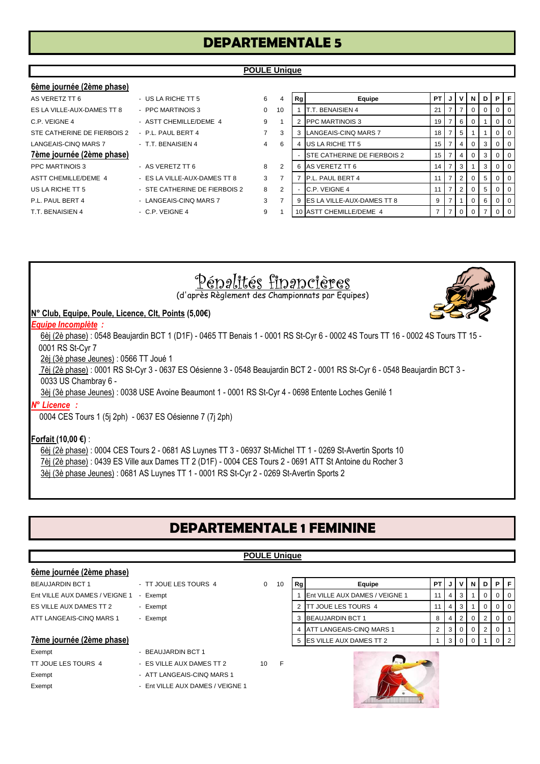# DEPARTEMENTALE 5

## POULE Unique

### 6ème journée (2ème phase)

| Équipe 1 | Équipe 2 | Score 1 | Score 2 |
|---|---|---|---|
| AS VERETZ TT 6 | US LA RICHE TT 5 | 6 | 4 |
| ES LA VILLE-AUX-DAMES TT 8 | PPC MARTINOIS 3 | 0 | 10 |
| C.P. VEIGNE 4 | ASTT CHEMILLE/DEME 4 | 9 | 1 |
| STE CATHERINE DE FIERBOIS 2 | P.L. PAUL BERT 4 | 7 | 3 |
| LANGEAIS-CINQ MARS 7 | T.T. BENAISIEN 4 | 4 | 6 |

### 7ème journée (2ème phase)

| Équipe 1 | Équipe 2 | Score 1 | Score 2 |
|---|---|---|---|
| PPC MARTINOIS 3 | AS VERETZ TT 6 | 8 | 2 |
| ASTT CHEMILLE/DEME 4 | ES LA VILLE-AUX-DAMES TT 8 | 3 | 7 |
| US LA RICHE TT 5 | STE CATHERINE DE FIERBOIS 2 | 8 | 2 |
| P.L. PAUL BERT 4 | LANGEAIS-CINQ MARS 7 | 3 | 7 |
| T.T. BENAISIEN 4 | C.P. VEIGNE 4 | 9 | 1 |

| Rg | Equipe | PT | J | V | N | D | P | F |
|---|---|---|---|---|---|---|---|---|
| 1 | T.T. BENAISIEN 4 | 21 | 7 | 7 | 0 | 0 | 0 | 0 |
| 2 | PPC MARTINOIS 3 | 19 | 7 | 6 | 0 | 1 | 0 | 0 |
| 3 | LANGEAIS-CINQ MARS 7 | 18 | 7 | 5 | 1 | 1 | 0 | 0 |
| 4 | US LA RICHE TT 5 | 15 | 7 | 4 | 0 | 3 | 0 | 0 |
| - | STE CATHERINE DE FIERBOIS 2 | 15 | 7 | 4 | 0 | 3 | 0 | 0 |
| 6 | AS VERETZ TT 6 | 14 | 7 | 3 | 1 | 3 | 0 | 0 |
| 7 | P.L. PAUL BERT 4 | 11 | 7 | 2 | 0 | 5 | 0 | 0 |
| - | C.P. VEIGNE 4 | 11 | 7 | 2 | 0 | 5 | 0 | 0 |
| 9 | ES LA VILLE-AUX-DAMES TT 8 | 9 | 7 | 1 | 0 | 6 | 0 | 0 |
| 10 | ASTT CHEMILLE/DEME 4 | 7 | 7 | 0 | 0 | 7 | 0 | 0 |

## Pénalités financières

(d'après Règlement des Championnats par Equipes)

**N° Club, Equipe, Poule, Licence, Clt, Points (5,00€)**

***Equipe Incomplète :***

6èj (2è phase) : 0548 Beaujardin BCT 1 (D1F) - 0465 TT Benais 1 - 0001 RS St-Cyr 6 - 0002 4S Tours TT 16 - 0002 4S Tours TT 15 - 0001 RS St-Cyr 7

2èj (3è phase Jeunes) : 0566 TT Joué 1

7èj (2è phase) : 0001 RS St-Cyr 3 - 0637 ES Oésienne 3 - 0548 Beaujardin BCT 2 - 0001 RS St-Cyr 6 - 0548 Beaujardin BCT 3 - 0033 US Chambray 6 -

3èj (3è phase Jeunes) : 0038 USE Avoine Beaumont 1 - 0001 RS St-Cyr 4 - 0698 Entente Loches Genilé 1

***N° Licence :***

0004 CES Tours 1 (5j 2ph) - 0637 ES Oésienne 7 (7j 2ph)

**Forfait (10,00 €)** :

6èj (2è phase) : 0004 CES Tours 2 - 0681 AS Luynes TT 3 - 06937 St-Michel TT 1 - 0269 St-Avertin Sports 10

7èj (2è phase) : 0439 ES Ville aux Dames TT 2 (D1F) - 0004 CES Tours 2 - 0691 ATT St Antoine du Rocher 3

3èj (3è phase Jeunes) : 0681 AS Luynes TT 1 - 0001 RS St-Cyr 2 - 0269 St-Avertin Sports 2

# DEPARTEMENTALE 1 FEMININE

## POULE Unique

### 6ème journée (2ème phase)

| Équipe 1 | Équipe 2 | Score 1 | Score 2 |
|---|---|---|---|
| BEAUJARDIN BCT 1 | TT JOUE LES TOURS 4 | 0 | 10 |
| Ent VILLE AUX DAMES / VEIGNE 1 | Exempt | | |
| ES VILLE AUX DAMES TT 2 | Exempt | | |
| ATT LANGEAIS-CINQ MARS 1 | Exempt | | |

### 7ème journée (2ème phase)

| Équipe 1 | Équipe 2 | Score 1 | Score 2 |
|---|---|---|---|
| Exempt | BEAUJARDIN BCT 1 | | |
| TT JOUE LES TOURS 4 | ES VILLE AUX DAMES TT 2 | 10 | F |
| Exempt | ATT LANGEAIS-CINQ MARS 1 | | |
| Exempt | Ent VILLE AUX DAMES / VEIGNE 1 | | |

| Rg | Equipe | PT | J | V | N | D | P | F |
|---|---|---|---|---|---|---|---|---|
| 1 | Ent VILLE AUX DAMES / VEIGNE 1 | 11 | 4 | 3 | 1 | 0 | 0 | 0 |
| 2 | TT JOUE LES TOURS 4 | 11 | 4 | 3 | 1 | 0 | 0 | 0 |
| 3 | BEAUJARDIN BCT 1 | 8 | 4 | 2 | 0 | 2 | 0 | 0 |
| 4 | ATT LANGEAIS-CINQ MARS 1 | 2 | 3 | 0 | 0 | 2 | 0 | 1 |
| 5 | ES VILLE AUX DAMES TT 2 | 1 | 3 | 0 | 0 | 1 | 0 | 2 |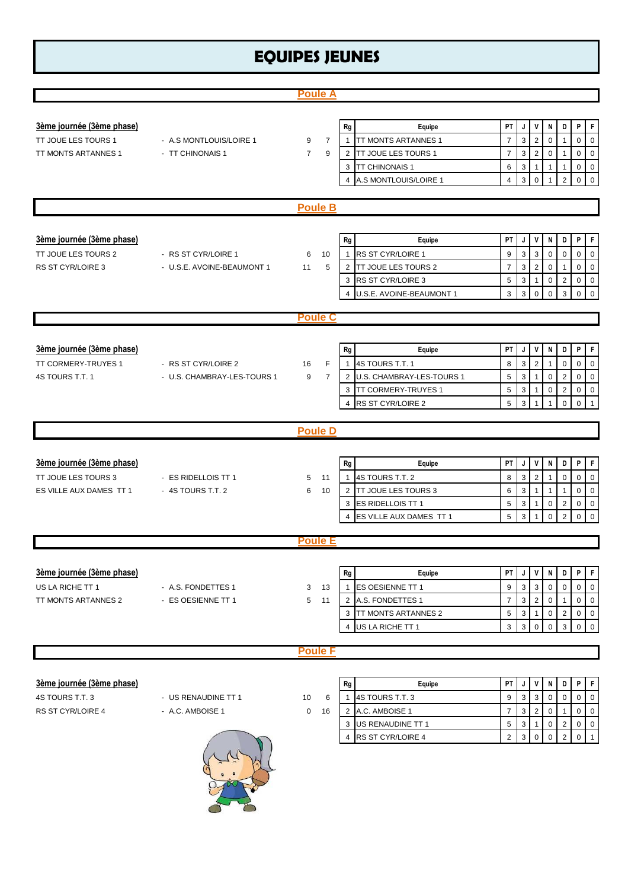# EQUIPES JEUNES

## Poule A

**3ème journée (3ème phase)**

| Équipe | Adversaire | Score | |
|---|---|---|---|
| TT JOUE LES TOURS 1 | - A.S MONTLOUIS/LOIRE 1 | 9 | 7 |
| TT MONTS ARTANNES 1 | - TT CHINONAIS 1 | 7 | 9 |

| Rg | Equipe | PT | J | V | N | D | P | F |
|---|---|---|---|---|---|---|---|---|
| 1 | TT MONTS ARTANNES 1 | 7 | 3 | 2 | 0 | 1 | 0 | 0 |
| 2 | TT JOUE LES TOURS 1 | 7 | 3 | 2 | 0 | 1 | 0 | 0 |
| 3 | TT CHINONAIS 1 | 6 | 3 | 1 | 1 | 1 | 0 | 0 |
| 4 | A.S MONTLOUIS/LOIRE 1 | 4 | 3 | 0 | 1 | 2 | 0 | 0 |

## Poule B

**3ème journée (3ème phase)**

| Équipe | Adversaire | Score | |
|---|---|---|---|
| TT JOUE LES TOURS 2 | - RS ST CYR/LOIRE 1 | 6 | 10 |
| RS ST CYR/LOIRE 3 | - U.S.E. AVOINE-BEAUMONT 1 | 11 | 5 |

| Rg | Equipe | PT | J | V | N | D | P | F |
|---|---|---|---|---|---|---|---|---|
| 1 | RS ST CYR/LOIRE 1 | 9 | 3 | 3 | 0 | 0 | 0 | 0 |
| 2 | TT JOUE LES TOURS 2 | 7 | 3 | 2 | 0 | 1 | 0 | 0 |
| 3 | RS ST CYR/LOIRE 3 | 5 | 3 | 1 | 0 | 2 | 0 | 0 |
| 4 | U.S.E. AVOINE-BEAUMONT 1 | 3 | 3 | 0 | 0 | 3 | 0 | 0 |

## Poule C

**3ème journée (3ème phase)**

| Équipe | Adversaire | Score | |
|---|---|---|---|
| TT CORMERY-TRUYES 1 | - RS ST CYR/LOIRE 2 | 16 | F |
| 4S TOURS T.T. 1 | - U.S. CHAMBRAY-LES-TOURS 1 | 9 | 7 |

| Rg | Equipe | PT | J | V | N | D | P | F |
|---|---|---|---|---|---|---|---|---|
| 1 | 4S TOURS T.T. 1 | 8 | 3 | 2 | 1 | 0 | 0 | 0 |
| 2 | U.S. CHAMBRAY-LES-TOURS 1 | 5 | 3 | 1 | 0 | 2 | 0 | 0 |
| 3 | TT CORMERY-TRUYES 1 | 5 | 3 | 1 | 0 | 2 | 0 | 0 |
| 4 | RS ST CYR/LOIRE 2 | 5 | 3 | 1 | 1 | 0 | 0 | 1 |

## Poule D

**3ème journée (3ème phase)**

| Équipe | Adversaire | Score | |
|---|---|---|---|
| TT JOUE LES TOURS 3 | - ES RIDELLOIS TT 1 | 5 | 11 |
| ES VILLE AUX DAMES TT 1 | - 4S TOURS T.T. 2 | 6 | 10 |

| Rg | Equipe | PT | J | V | N | D | P | F |
|---|---|---|---|---|---|---|---|---|
| 1 | 4S TOURS T.T. 2 | 8 | 3 | 2 | 1 | 0 | 0 | 0 |
| 2 | TT JOUE LES TOURS 3 | 6 | 3 | 1 | 1 | 1 | 0 | 0 |
| 3 | ES RIDELLOIS TT 1 | 5 | 3 | 1 | 0 | 2 | 0 | 0 |
| 4 | ES VILLE AUX DAMES TT 1 | 5 | 3 | 1 | 0 | 2 | 0 | 0 |

## Poule E

**3ème journée (3ème phase)**

| Équipe | Adversaire | Score | |
|---|---|---|---|
| US LA RICHE TT 1 | - A.S. FONDETTES 1 | 3 | 13 |
| TT MONTS ARTANNES 2 | - ES OESIENNE TT 1 | 5 | 11 |

| Rg | Equipe | PT | J | V | N | D | P | F |
|---|---|---|---|---|---|---|---|---|
| 1 | ES OESIENNE TT 1 | 9 | 3 | 3 | 0 | 0 | 0 | 0 |
| 2 | A.S. FONDETTES 1 | 7 | 3 | 2 | 0 | 1 | 0 | 0 |
| 3 | TT MONTS ARTANNES 2 | 5 | 3 | 1 | 0 | 2 | 0 | 0 |
| 4 | US LA RICHE TT 1 | 3 | 3 | 0 | 0 | 3 | 0 | 0 |

## Poule F

**3ème journée (3ème phase)**

| Équipe | Adversaire | Score | |
|---|---|---|---|
| 4S TOURS T.T. 3 | - US RENAUDINE TT 1 | 10 | 6 |
| RS ST CYR/LOIRE 4 | - A.C. AMBOISE 1 | 0 | 16 |

| Rg | Equipe | PT | J | V | N | D | P | F |
|---|---|---|---|---|---|---|---|---|
| 1 | 4S TOURS T.T. 3 | 9 | 3 | 3 | 0 | 0 | 0 | 0 |
| 2 | A.C. AMBOISE 1 | 7 | 3 | 2 | 0 | 1 | 0 | 0 |
| 3 | US RENAUDINE TT 1 | 5 | 3 | 1 | 0 | 2 | 0 | 0 |
| 4 | RS ST CYR/LOIRE 4 | 2 | 3 | 0 | 0 | 2 | 0 | 1 |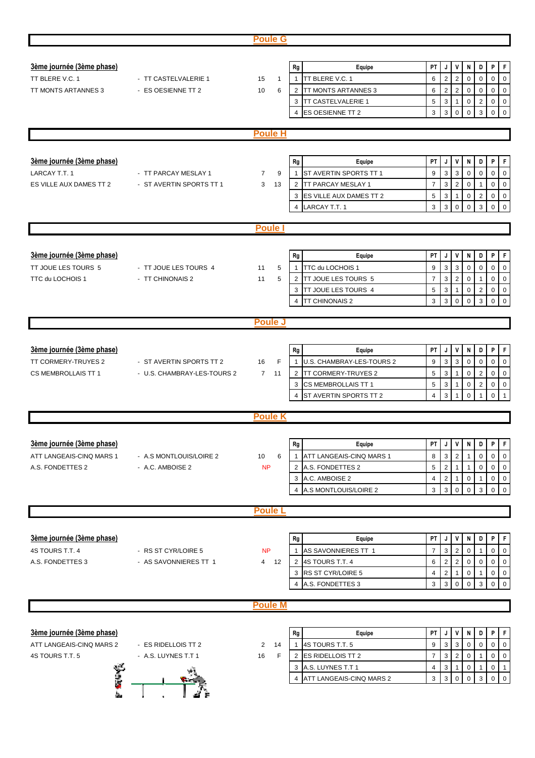## Poule G

**3ème journée (3ème phase)**

| Match | | Score | |
|---|---|---|---|
| TT BLERE V.C. 1 | - TT CASTELVALERIE 1 | 15 | 1 |
| TT MONTS ARTANNES 3 | - ES OESIENNE TT 2 | 10 | 6 |

| Rg | Equipe | PT | J | V | N | D | P | F |
|---|---|---|---|---|---|---|---|---|
| 1 | TT BLERE V.C. 1 | 6 | 2 | 2 | 0 | 0 | 0 | 0 |
| 2 | TT MONTS ARTANNES 3 | 6 | 2 | 2 | 0 | 0 | 0 | 0 |
| 3 | TT CASTELVALERIE 1 | 5 | 3 | 1 | 0 | 2 | 0 | 0 |
| 4 | ES OESIENNE TT 2 | 3 | 3 | 0 | 0 | 3 | 0 | 0 |

## Poule H

**3ème journée (3ème phase)**

| Match | | Score | |
|---|---|---|---|
| LARCAY T.T. 1 | - TT PARCAY MESLAY 1 | 7 | 9 |
| ES VILLE AUX DAMES TT 2 | - ST AVERTIN SPORTS TT 1 | 3 | 13 |

| Rg | Equipe | PT | J | V | N | D | P | F |
|---|---|---|---|---|---|---|---|---|
| 1 | ST AVERTIN SPORTS TT 1 | 9 | 3 | 3 | 0 | 0 | 0 | 0 |
| 2 | TT PARCAY MESLAY 1 | 7 | 3 | 2 | 0 | 1 | 0 | 0 |
| 3 | ES VILLE AUX DAMES TT 2 | 5 | 3 | 1 | 0 | 2 | 0 | 0 |
| 4 | LARCAY T.T. 1 | 3 | 3 | 0 | 0 | 3 | 0 | 0 |

## Poule I

**3ème journée (3ème phase)**

| Match | | Score | |
|---|---|---|---|
| TT JOUE LES TOURS 5 | - TT JOUE LES TOURS 4 | 11 | 5 |
| TTC du LOCHOIS 1 | - TT CHINONAIS 2 | 11 | 5 |

| Rg | Equipe | PT | J | V | N | D | P | F |
|---|---|---|---|---|---|---|---|---|
| 1 | TTC du LOCHOIS 1 | 9 | 3 | 3 | 0 | 0 | 0 | 0 |
| 2 | TT JOUE LES TOURS 5 | 7 | 3 | 2 | 0 | 1 | 0 | 0 |
| 3 | TT JOUE LES TOURS 4 | 5 | 3 | 1 | 0 | 2 | 0 | 0 |
| 4 | TT CHINONAIS 2 | 3 | 3 | 0 | 0 | 3 | 0 | 0 |

## Poule J

**3ème journée (3ème phase)**

| Match | | Score | |
|---|---|---|---|
| TT CORMERY-TRUYES 2 | - ST AVERTIN SPORTS TT 2 | 16 | F |
| CS MEMBROLLAIS TT 1 | - U.S. CHAMBRAY-LES-TOURS 2 | 7 | 11 |

| Rg | Equipe | PT | J | V | N | D | P | F |
|---|---|---|---|---|---|---|---|---|
| 1 | U.S. CHAMBRAY-LES-TOURS 2 | 9 | 3 | 3 | 0 | 0 | 0 | 0 |
| 2 | TT CORMERY-TRUYES 2 | 5 | 3 | 1 | 0 | 2 | 0 | 0 |
| 3 | CS MEMBROLLAIS TT 1 | 5 | 3 | 1 | 0 | 2 | 0 | 0 |
| 4 | ST AVERTIN SPORTS TT 2 | 4 | 3 | 1 | 0 | 1 | 0 | 1 |

## Poule K

**3ème journée (3ème phase)**

| Match | | Score | |
|---|---|---|---|
| ATT LANGEAIS-CINQ MARS 1 | - A.S MONTLOUIS/LOIRE 2 | 10 | 6 |
| A.S. FONDETTES 2 | - A.C. AMBOISE 2 | NP | |

| Rg | Equipe | PT | J | V | N | D | P | F |
|---|---|---|---|---|---|---|---|---|
| 1 | ATT LANGEAIS-CINQ MARS 1 | 8 | 3 | 2 | 1 | 0 | 0 | 0 |
| 2 | A.S. FONDETTES 2 | 5 | 2 | 1 | 1 | 0 | 0 | 0 |
| 3 | A.C. AMBOISE 2 | 4 | 2 | 1 | 0 | 1 | 0 | 0 |
| 4 | A.S MONTLOUIS/LOIRE 2 | 3 | 3 | 0 | 0 | 3 | 0 | 0 |

## Poule L

**3ème journée (3ème phase)**

| Match | | Score | |
|---|---|---|---|
| 4S TOURS T.T. 4 | - RS ST CYR/LOIRE 5 | NP | |
| A.S. FONDETTES 3 | - AS SAVONNIERES TT 1 | 4 | 12 |

| Rg | Equipe | PT | J | V | N | D | P | F |
|---|---|---|---|---|---|---|---|---|
| 1 | AS SAVONNIERES TT 1 | 7 | 3 | 2 | 0 | 1 | 0 | 0 |
| 2 | 4S TOURS T.T. 4 | 6 | 2 | 2 | 0 | 0 | 0 | 0 |
| 3 | RS ST CYR/LOIRE 5 | 4 | 2 | 1 | 0 | 1 | 0 | 0 |
| 4 | A.S. FONDETTES 3 | 3 | 3 | 0 | 0 | 3 | 0 | 0 |

## Poule M

**3ème journée (3ème phase)**

| Match | | Score | |
|---|---|---|---|
| ATT LANGEAIS-CINQ MARS 2 | - ES RIDELLOIS TT 2 | 2 | 14 |
| 4S TOURS T.T. 5 | - A.S. LUYNES T.T 1 | 16 | F |

| Rg | Equipe | PT | J | V | N | D | P | F |
|---|---|---|---|---|---|---|---|---|
| 1 | 4S TOURS T.T. 5 | 9 | 3 | 3 | 0 | 0 | 0 | 0 |
| 2 | ES RIDELLOIS TT 2 | 7 | 3 | 2 | 0 | 1 | 0 | 0 |
| 3 | A.S. LUYNES T.T 1 | 4 | 3 | 1 | 0 | 1 | 0 | 1 |
| 4 | ATT LANGEAIS-CINQ MARS 2 | 3 | 3 | 0 | 0 | 3 | 0 | 0 |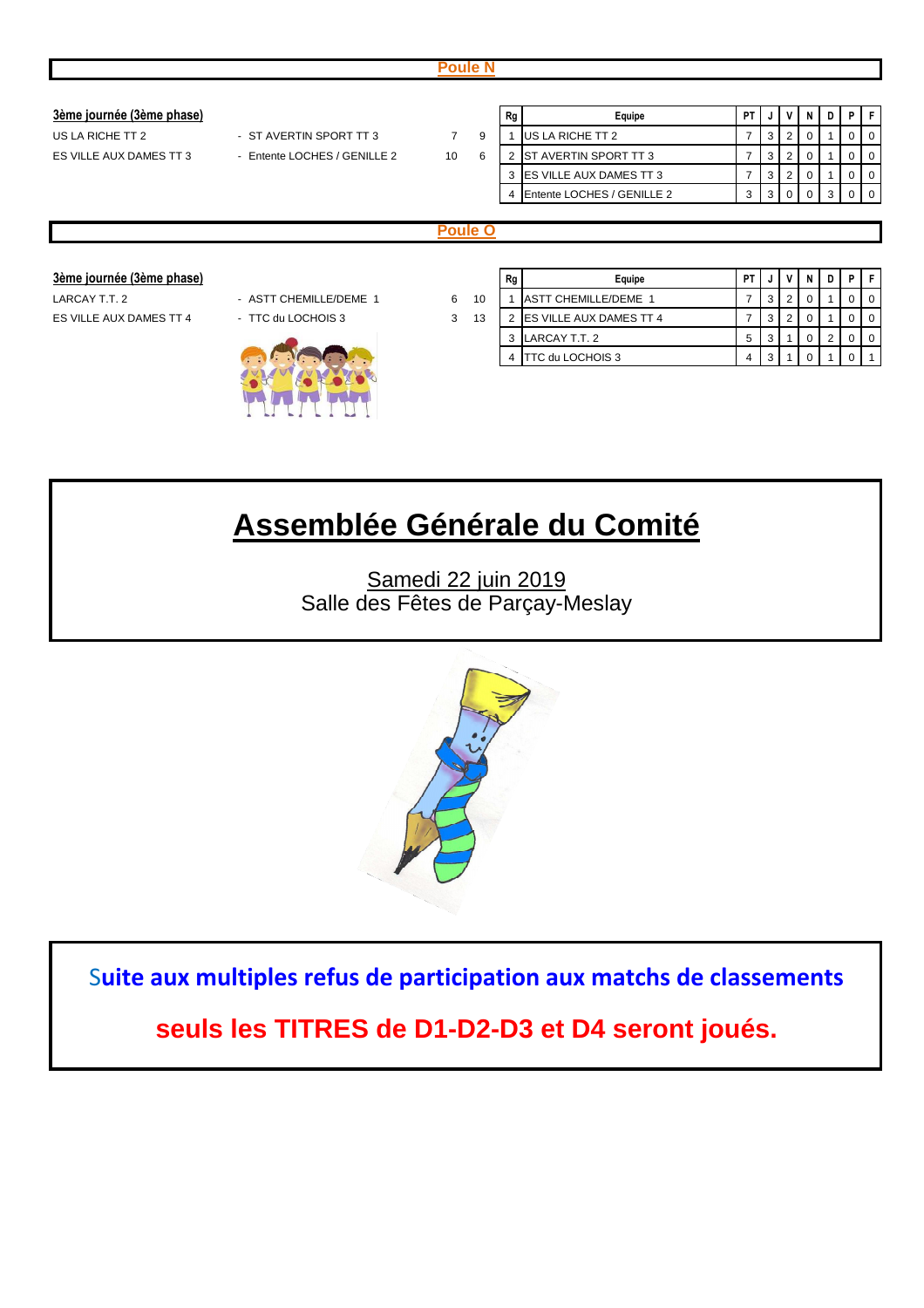## Poule N

**3ème journée (3ème phase)**

| | | | |
|---|---|---|---|
| US LA RICHE TT 2 | - ST AVERTIN SPORT TT 3 | 7 | 9 |
| ES VILLE AUX DAMES TT 3 | - Entente LOCHES / GENILLE 2 | 10 | 6 |

| Rg | Equipe | PT | J | V | N | D | P | F |
|---|---|---|---|---|---|---|---|---|
| 1 | US LA RICHE TT 2 | 7 | 3 | 2 | 0 | 1 | 0 | 0 |
| 2 | ST AVERTIN SPORT TT 3 | 7 | 3 | 2 | 0 | 1 | 0 | 0 |
| 3 | ES VILLE AUX DAMES TT 3 | 7 | 3 | 2 | 0 | 1 | 0 | 0 |
| 4 | Entente LOCHES / GENILLE 2 | 3 | 3 | 0 | 0 | 3 | 0 | 0 |

## Poule O

**3ème journée (3ème phase)**

| | | | |
|---|---|---|---|
| LARCAY T.T. 2 | - ASTT CHEMILLE/DEME 1 | 6 | 10 |
| ES VILLE AUX DAMES TT 4 | - TTC du LOCHOIS 3 | 3 | 13 |

| Rg | Equipe | PT | J | V | N | D | P | F |
|---|---|---|---|---|---|---|---|---|
| 1 | ASTT CHEMILLE/DEME 1 | 7 | 3 | 2 | 0 | 1 | 0 | 0 |
| 2 | ES VILLE AUX DAMES TT 4 | 7 | 3 | 2 | 0 | 1 | 0 | 0 |
| 3 | LARCAY T.T. 2 | 5 | 3 | 1 | 0 | 2 | 0 | 0 |
| 4 | TTC du LOCHOIS 3 | 4 | 3 | 1 | 0 | 1 | 0 | 1 |

# Assemblée Générale du Comité

Samedi 22 juin 2019
Salle des Fêtes de Parçay-Meslay

**Suite aux multiples refus de participation aux matchs de classements**

**seuls les TITRES de D1-D2-D3 et D4 seront joués.**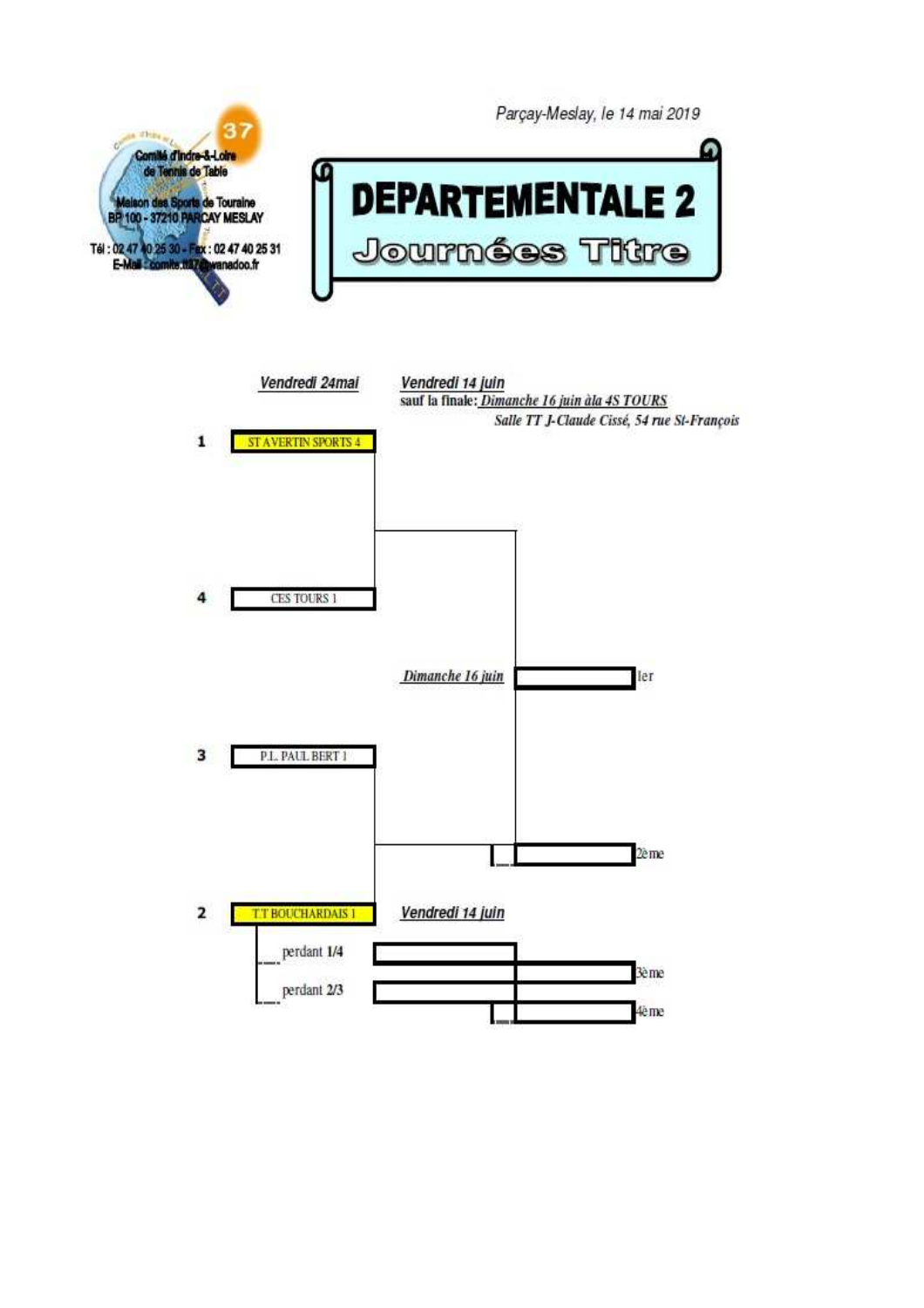Comité d'Indre-&-Loire de Tennis de Table

Maison des Sports de Touraine
BP 100 - 37210 PARCAY MESLAY

Tél : 02 47 40 25 30 - Fax : 02 47 40 25 31
E-Mail : comite.tt37@wanadoo.fr

Parçay-Meslay, le 14 mai 2019

# DEPARTEMENTALE 2

## Journées Titre

*Vendredi 24mai*

*Vendredi 14 juin*
**sauf la finale:** *Dimanche 16 juin àla 4S TOURS*
*Salle TT J-Claude Cissé, 54 rue St-François*

1 ST AVERTIN SPORTS 4

4 CES TOURS 1

*Dimanche 16 juin* — 1er

3 P.L. PAUL BERT 1

2ème

2 T.T BOUCHARDAIS 1

*Vendredi 14 juin*

perdant 1/4

3ème

perdant 2/3

4ème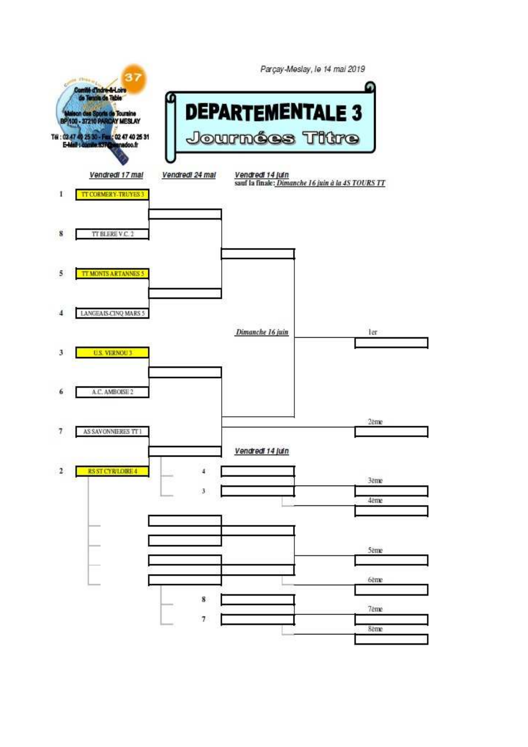Comité d'Indre-et-Loire de Tennis de Table

Maison des Sports de Touraine
BP 100 - 37210 PARCAY MESLAY

Tél : 02 47 40 25 30 - Fax : 02 47 40 25 31
E-Mail : comite.t37@wanadoo.fr

Parçay-Meslay, le 14 mai 2019

# DEPARTEMENTALE 3

## Journées Titre

| | *Vendredi 17 mai* | *Vendredi 24 mai* | *Vendredi 14 juin* sauf la finale: *Dimanche 16 juin à la 4S TOURS TT* |
|---|---|---|---|
| 1 | TT CORMERY-TRUYES 3 | | |
| 8 | TT BLERE V.C. 2 | | |
| 5 | TT MONTS ARTANNES 5 | | |
| 4 | LANGEAIS-CINQ MARS 5 | | |
| 3 | U.S. VERNOU 3 | | |
| 6 | A.C. AMBOISE 2 | | |
| 7 | AS SAVONNIERES TT 1 | | |
| 2 | RS ST CYR/LOIRE 4 | | |

*Dimanche 16 juin*

1er

2ème

*Vendredi 14 juin*

4

3

3ème

4ème

5ème

6ème

8

7

7ème

8ème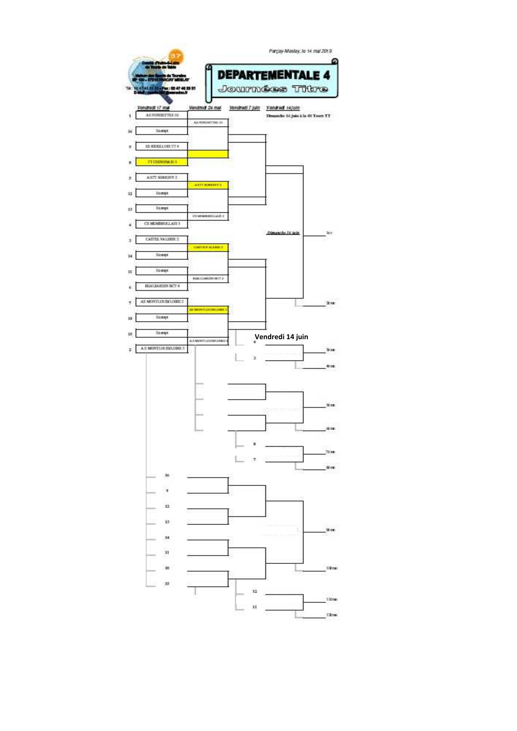Parçay-Meslay, le 14 mai 2019

Comité d'Indre-et-Loire de Tennis de Table
Maison des Sports de Touraine
BP 100 - 37210 PARÇAY MESLAY
Tél : 02 47 40 25 31 • Fax : 02 47 40 25 31
E-Mail : comite37@wanadoo.fr

# DEPARTEMENTALE 4

## Journées Titre

Vendredi 17 mai | Vendredi 24 mai | Vendredi 7 juin | Vendredi 14 juin

Dimanche 16 juin à la 4S Tours TT

1 AS FONDETTES 10
16 Exempt
9 ES RIDELLOIS TT 4
8 TT CHINONAIS 5
5 ASTT SORIGNY 2
12 Exempt
13 Exempt
4 CS MEMBROLLAIS 3
3 CASTEL VALERIE 2
14 Exempt
11 Exempt
6 BEAUJARDIN BCT 4
7 AS MONTLOUIS/LOIRE 2
10 Exempt
15 Exempt
2 AS MONTLOUIS/LOIRE 3

AS FONDETTES 10
ASTT SORIGNY 2
CS MEMBROLLAIS 3
CASTEL VALERIE 2
BEAUJARDIN BCT 4
AS MONTLOUIS/LOIRE 2
AS MONTLOUIS/LOIRE 3

Dimanche 16 juin

1er
2ème

Vendredi 14 juin

4
3

3ème
4ème
5ème
6ème

8
7

7ème
8ème

16
9
12
13
14
11
10
15

9ème
10ème

12
11

11ème
12ème